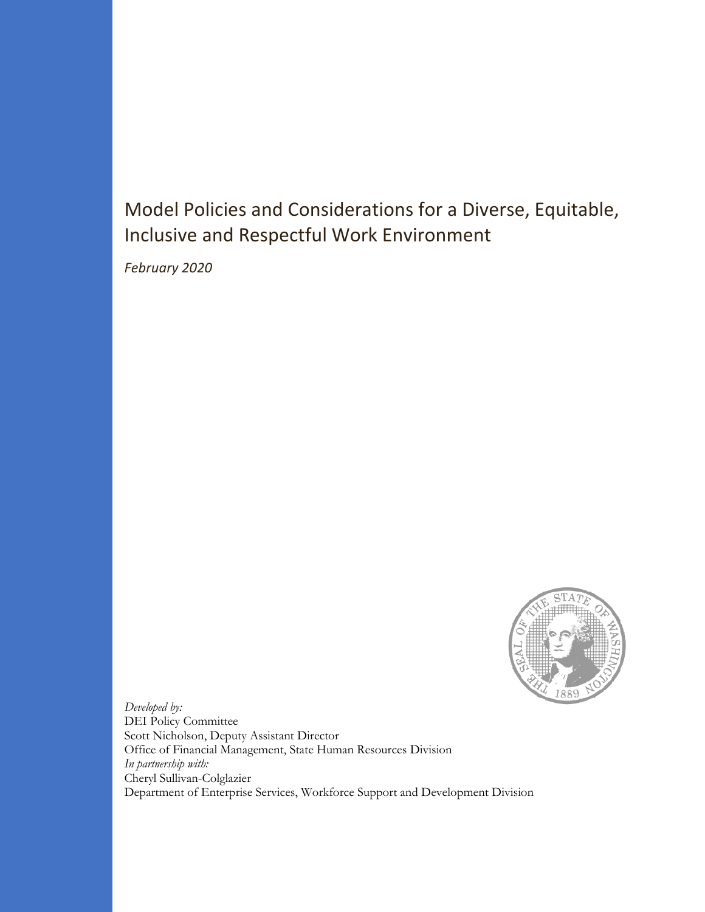# Model Policies and Considerations for a Diverse, Equitable, Inclusive and Respectful Work Environment

*February 2020*

*Developed by:*
DEI Policy Committee
Scott Nicholson, Deputy Assistant Director
Office of Financial Management, State Human Resources Division
*In partnership with:*
Cheryl Sullivan-Colglazier
Department of Enterprise Services, Workforce Support and Development Division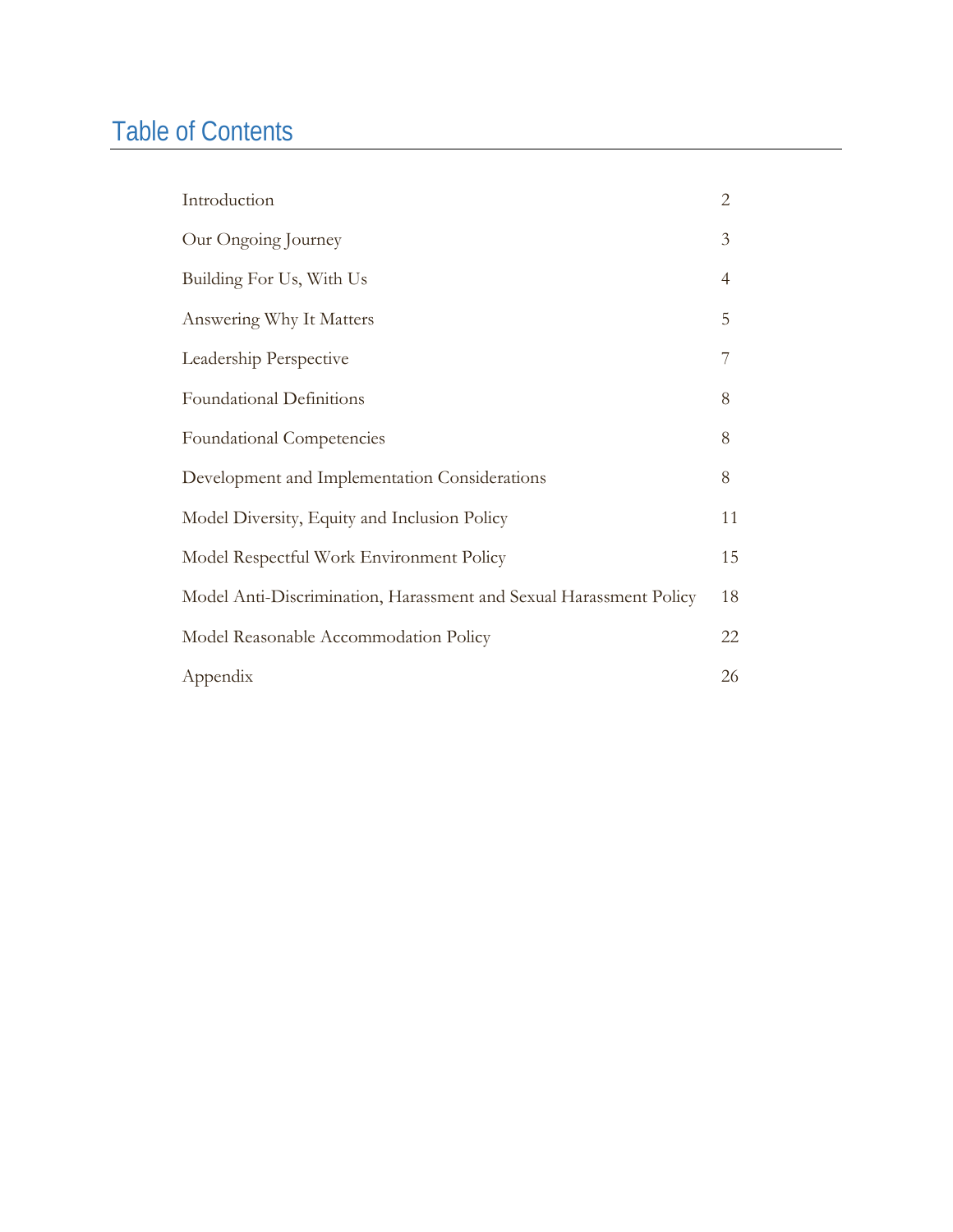# Table of Contents

| | |
|---|---|
| Introduction | 2 |
| Our Ongoing Journey | 3 |
| Building For Us, With Us | 4 |
| Answering Why It Matters | 5 |
| Leadership Perspective | 7 |
| Foundational Definitions | 8 |
| Foundational Competencies | 8 |
| Development and Implementation Considerations | 8 |
| Model Diversity, Equity and Inclusion Policy | 11 |
| Model Respectful Work Environment Policy | 15 |
| Model Anti-Discrimination, Harassment and Sexual Harassment Policy | 18 |
| Model Reasonable Accommodation Policy | 22 |
| Appendix | 26 |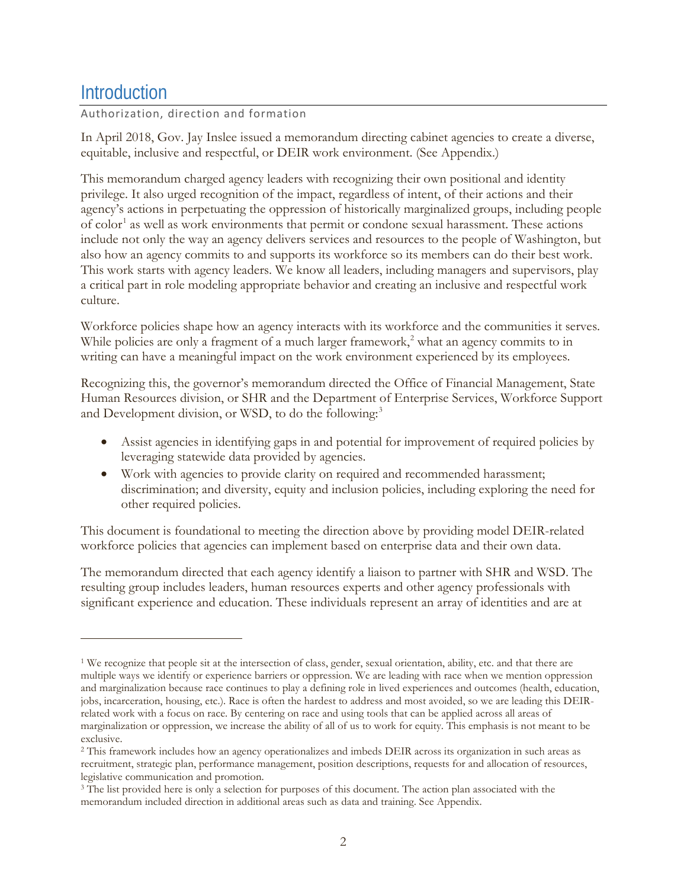# Introduction

## Authorization, direction and formation

In April 2018, Gov. Jay Inslee issued a memorandum directing cabinet agencies to create a diverse, equitable, inclusive and respectful, or DEIR work environment. (See Appendix.)

This memorandum charged agency leaders with recognizing their own positional and identity privilege. It also urged recognition of the impact, regardless of intent, of their actions and their agency's actions in perpetuating the oppression of historically marginalized groups, including people of color[1] as well as work environments that permit or condone sexual harassment. These actions include not only the way an agency delivers services and resources to the people of Washington, but also how an agency commits to and supports its workforce so its members can do their best work. This work starts with agency leaders. We know all leaders, including managers and supervisors, play a critical part in role modeling appropriate behavior and creating an inclusive and respectful work culture.

Workforce policies shape how an agency interacts with its workforce and the communities it serves. While policies are only a fragment of a much larger framework,[2] what an agency commits to in writing can have a meaningful impact on the work environment experienced by its employees.

Recognizing this, the governor's memorandum directed the Office of Financial Management, State Human Resources division, or SHR and the Department of Enterprise Services, Workforce Support and Development division, or WSD, to do the following:[3]

- Assist agencies in identifying gaps in and potential for improvement of required policies by leveraging statewide data provided by agencies.
- Work with agencies to provide clarity on required and recommended harassment; discrimination; and diversity, equity and inclusion policies, including exploring the need for other required policies.

This document is foundational to meeting the direction above by providing model DEIR-related workforce policies that agencies can implement based on enterprise data and their own data.

The memorandum directed that each agency identify a liaison to partner with SHR and WSD. The resulting group includes leaders, human resources experts and other agency professionals with significant experience and education. These individuals represent an array of identities and are at

---

[1] We recognize that people sit at the intersection of class, gender, sexual orientation, ability, etc. and that there are multiple ways we identify or experience barriers or oppression. We are leading with race when we mention oppression and marginalization because race continues to play a defining role in lived experiences and outcomes (health, education, jobs, incarceration, housing, etc.). Race is often the hardest to address and most avoided, so we are leading this DEIR-related work with a focus on race. By centering on race and using tools that can be applied across all areas of marginalization or oppression, we increase the ability of all of us to work for equity. This emphasis is not meant to be exclusive.

[2] This framework includes how an agency operationalizes and imbeds DEIR across its organization in such areas as recruitment, strategic plan, performance management, position descriptions, requests for and allocation of resources, legislative communication and promotion.

[3] The list provided here is only a selection for purposes of this document. The action plan associated with the memorandum included direction in additional areas such as data and training. See Appendix.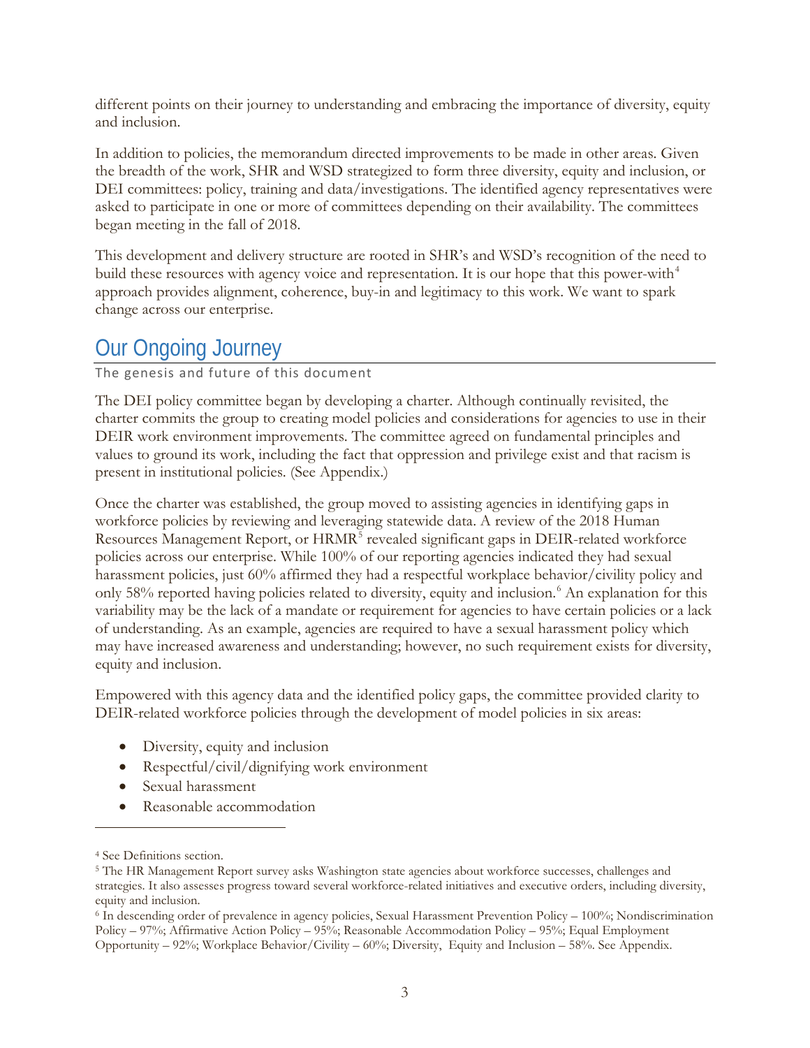different points on their journey to understanding and embracing the importance of diversity, equity and inclusion.

In addition to policies, the memorandum directed improvements to be made in other areas. Given the breadth of the work, SHR and WSD strategized to form three diversity, equity and inclusion, or DEI committees: policy, training and data/investigations. The identified agency representatives were asked to participate in one or more of committees depending on their availability. The committees began meeting in the fall of 2018.

This development and delivery structure are rooted in SHR's and WSD's recognition of the need to build these resources with agency voice and representation. It is our hope that this power-with[4] approach provides alignment, coherence, buy-in and legitimacy to this work. We want to spark change across our enterprise.

## Our Ongoing Journey

The genesis and future of this document

The DEI policy committee began by developing a charter. Although continually revisited, the charter commits the group to creating model policies and considerations for agencies to use in their DEIR work environment improvements. The committee agreed on fundamental principles and values to ground its work, including the fact that oppression and privilege exist and that racism is present in institutional policies. (See Appendix.)

Once the charter was established, the group moved to assisting agencies in identifying gaps in workforce policies by reviewing and leveraging statewide data. A review of the 2018 Human Resources Management Report, or HRMR[5] revealed significant gaps in DEIR-related workforce policies across our enterprise. While 100% of our reporting agencies indicated they had sexual harassment policies, just 60% affirmed they had a respectful workplace behavior/civility policy and only 58% reported having policies related to diversity, equity and inclusion.[6] An explanation for this variability may be the lack of a mandate or requirement for agencies to have certain policies or a lack of understanding. As an example, agencies are required to have a sexual harassment policy which may have increased awareness and understanding; however, no such requirement exists for diversity, equity and inclusion.

Empowered with this agency data and the identified policy gaps, the committee provided clarity to DEIR-related workforce policies through the development of model policies in six areas:

- Diversity, equity and inclusion
- Respectful/civil/dignifying work environment
- Sexual harassment
- Reasonable accommodation

---

[4] See Definitions section.

[5] The HR Management Report survey asks Washington state agencies about workforce successes, challenges and strategies. It also assesses progress toward several workforce-related initiatives and executive orders, including diversity, equity and inclusion.

[6] In descending order of prevalence in agency policies, Sexual Harassment Prevention Policy – 100%; Nondiscrimination Policy – 97%; Affirmative Action Policy – 95%; Reasonable Accommodation Policy – 95%; Equal Employment Opportunity – 92%; Workplace Behavior/Civility – 60%; Diversity, Equity and Inclusion – 58%. See Appendix.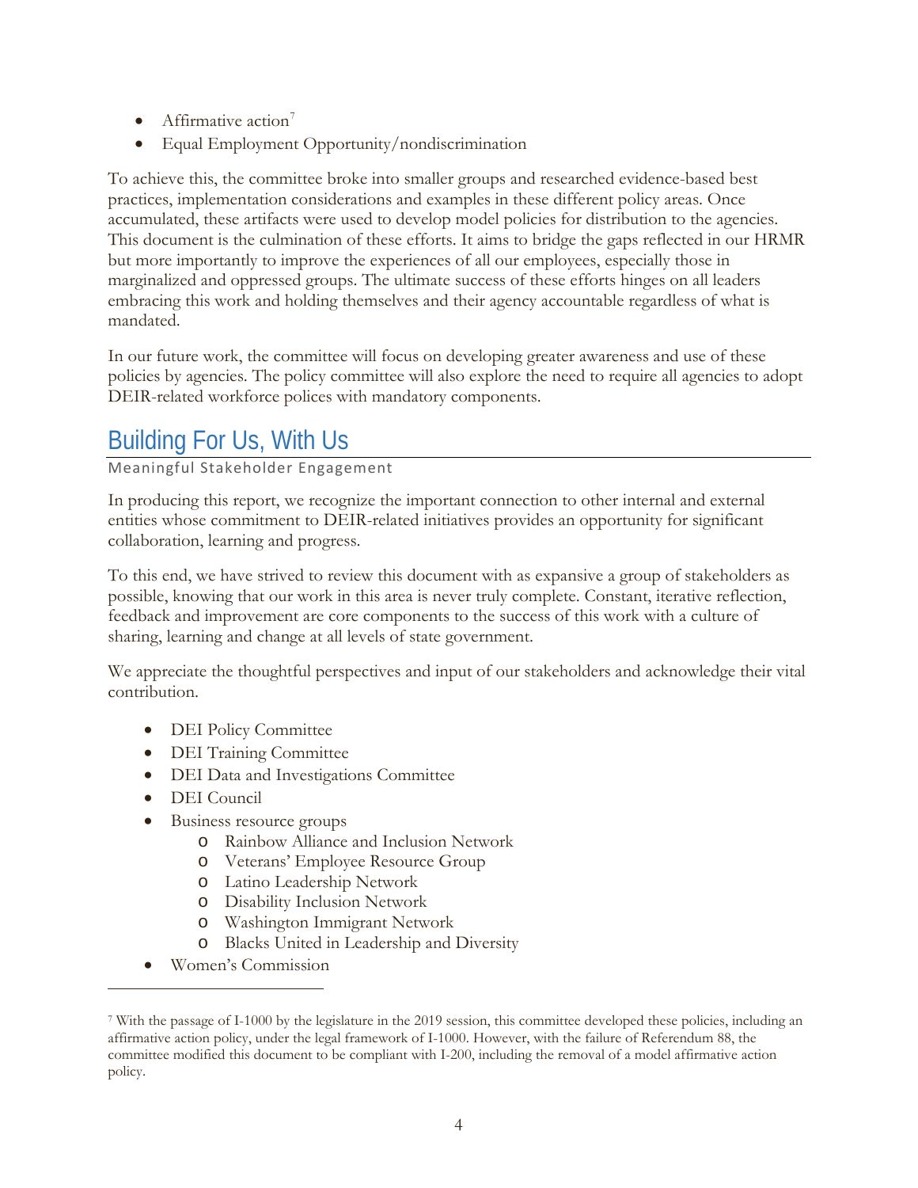- Affirmative action[7]
- Equal Employment Opportunity/nondiscrimination

To achieve this, the committee broke into smaller groups and researched evidence-based best practices, implementation considerations and examples in these different policy areas. Once accumulated, these artifacts were used to develop model policies for distribution to the agencies. This document is the culmination of these efforts. It aims to bridge the gaps reflected in our HRMR but more importantly to improve the experiences of all our employees, especially those in marginalized and oppressed groups. The ultimate success of these efforts hinges on all leaders embracing this work and holding themselves and their agency accountable regardless of what is mandated.

In our future work, the committee will focus on developing greater awareness and use of these policies by agencies. The policy committee will also explore the need to require all agencies to adopt DEIR-related workforce polices with mandatory components.

## Building For Us, With Us

### Meaningful Stakeholder Engagement

In producing this report, we recognize the important connection to other internal and external entities whose commitment to DEIR-related initiatives provides an opportunity for significant collaboration, learning and progress.

To this end, we have strived to review this document with as expansive a group of stakeholders as possible, knowing that our work in this area is never truly complete. Constant, iterative reflection, feedback and improvement are core components to the success of this work with a culture of sharing, learning and change at all levels of state government.

We appreciate the thoughtful perspectives and input of our stakeholders and acknowledge their vital contribution.

- DEI Policy Committee
- DEI Training Committee
- DEI Data and Investigations Committee
- DEI Council
- Business resource groups
  - Rainbow Alliance and Inclusion Network
  - Veterans' Employee Resource Group
  - Latino Leadership Network
  - Disability Inclusion Network
  - Washington Immigrant Network
  - Blacks United in Leadership and Diversity
- Women's Commission

[7] With the passage of I-1000 by the legislature in the 2019 session, this committee developed these policies, including an affirmative action policy, under the legal framework of I-1000. However, with the failure of Referendum 88, the committee modified this document to be compliant with I-200, including the removal of a model affirmative action policy.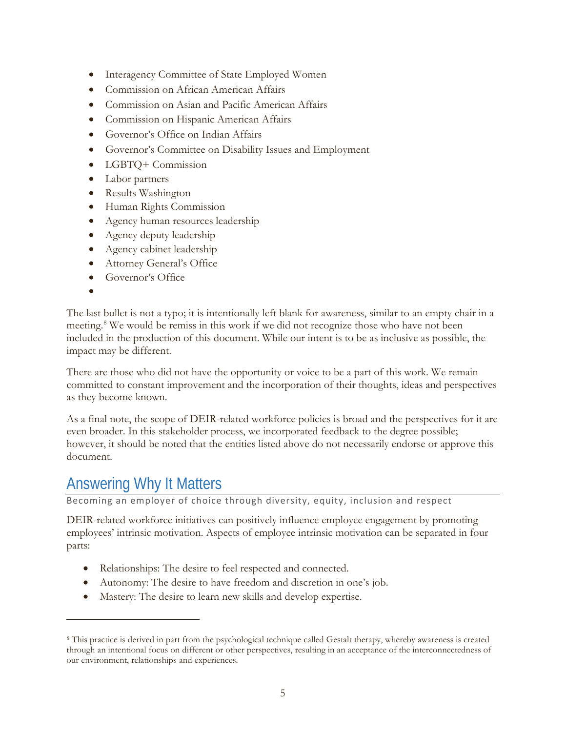- Interagency Committee of State Employed Women
- Commission on African American Affairs
- Commission on Asian and Pacific American Affairs
- Commission on Hispanic American Affairs
- Governor's Office on Indian Affairs
- Governor's Committee on Disability Issues and Employment
- LGBTQ+ Commission
- Labor partners
- Results Washington
- Human Rights Commission
- Agency human resources leadership
- Agency deputy leadership
- Agency cabinet leadership
- Attorney General's Office
- Governor's Office
- 

The last bullet is not a typo; it is intentionally left blank for awareness, similar to an empty chair in a meeting.[8] We would be remiss in this work if we did not recognize those who have not been included in the production of this document. While our intent is to be as inclusive as possible, the impact may be different.

There are those who did not have the opportunity or voice to be a part of this work. We remain committed to constant improvement and the incorporation of their thoughts, ideas and perspectives as they become known.

As a final note, the scope of DEIR-related workforce policies is broad and the perspectives for it are even broader. In this stakeholder process, we incorporated feedback to the degree possible; however, it should be noted that the entities listed above do not necessarily endorse or approve this document.

## Answering Why It Matters

Becoming an employer of choice through diversity, equity, inclusion and respect

DEIR-related workforce initiatives can positively influence employee engagement by promoting employees' intrinsic motivation. Aspects of employee intrinsic motivation can be separated in four parts:

- Relationships: The desire to feel respected and connected.
- Autonomy: The desire to have freedom and discretion in one's job.
- Mastery: The desire to learn new skills and develop expertise.

[8] This practice is derived in part from the psychological technique called Gestalt therapy, whereby awareness is created through an intentional focus on different or other perspectives, resulting in an acceptance of the interconnectedness of our environment, relationships and experiences.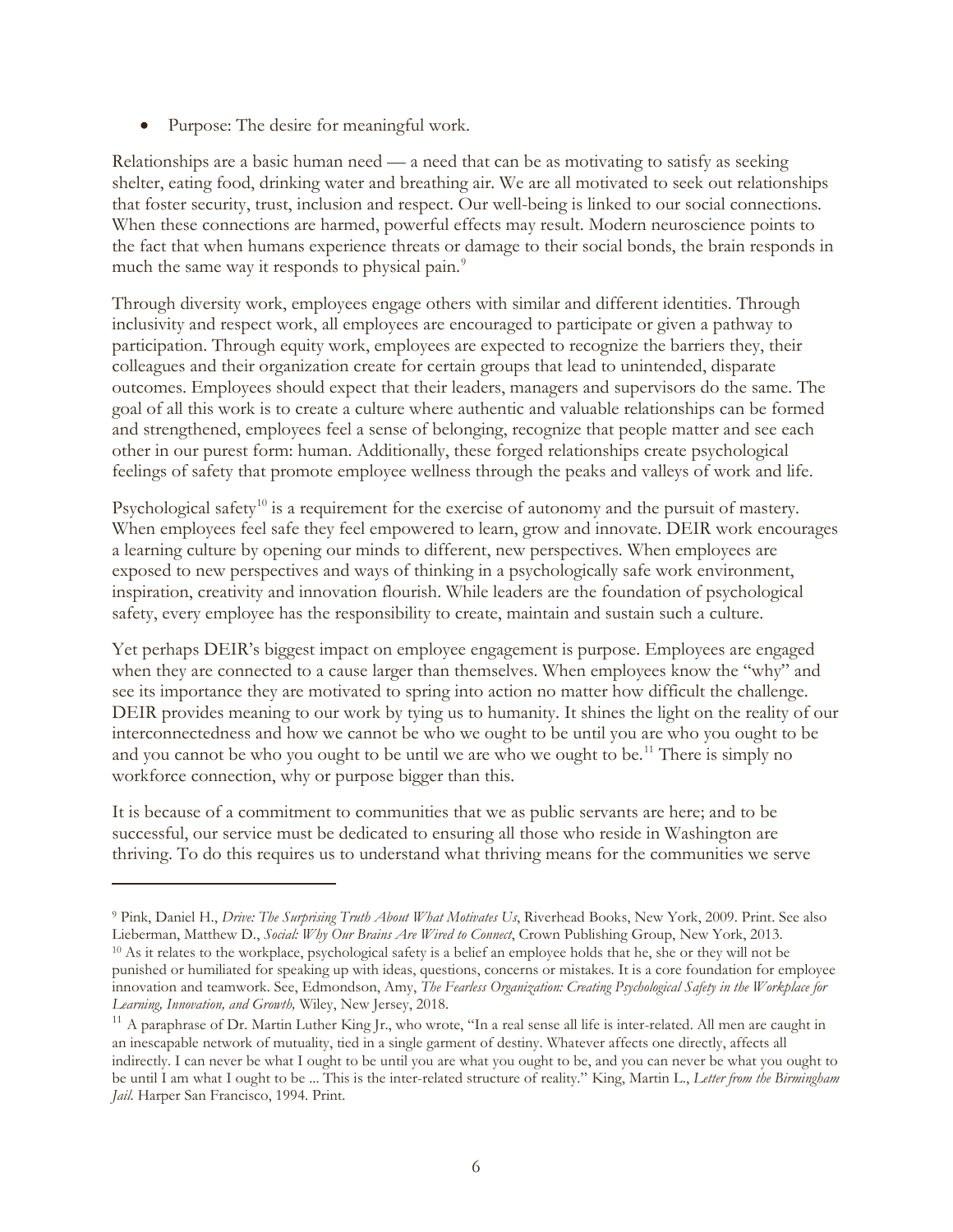- Purpose: The desire for meaningful work.

Relationships are a basic human need — a need that can be as motivating to satisfy as seeking shelter, eating food, drinking water and breathing air. We are all motivated to seek out relationships that foster security, trust, inclusion and respect. Our well-being is linked to our social connections. When these connections are harmed, powerful effects may result. Modern neuroscience points to the fact that when humans experience threats or damage to their social bonds, the brain responds in much the same way it responds to physical pain.[9]

Through diversity work, employees engage others with similar and different identities. Through inclusivity and respect work, all employees are encouraged to participate or given a pathway to participation. Through equity work, employees are expected to recognize the barriers they, their colleagues and their organization create for certain groups that lead to unintended, disparate outcomes. Employees should expect that their leaders, managers and supervisors do the same. The goal of all this work is to create a culture where authentic and valuable relationships can be formed and strengthened, employees feel a sense of belonging, recognize that people matter and see each other in our purest form: human. Additionally, these forged relationships create psychological feelings of safety that promote employee wellness through the peaks and valleys of work and life.

Psychological safety[10] is a requirement for the exercise of autonomy and the pursuit of mastery. When employees feel safe they feel empowered to learn, grow and innovate. DEIR work encourages a learning culture by opening our minds to different, new perspectives. When employees are exposed to new perspectives and ways of thinking in a psychologically safe work environment, inspiration, creativity and innovation flourish. While leaders are the foundation of psychological safety, every employee has the responsibility to create, maintain and sustain such a culture.

Yet perhaps DEIR's biggest impact on employee engagement is purpose. Employees are engaged when they are connected to a cause larger than themselves. When employees know the "why" and see its importance they are motivated to spring into action no matter how difficult the challenge. DEIR provides meaning to our work by tying us to humanity. It shines the light on the reality of our interconnectedness and how we cannot be who we ought to be until you are who you ought to be and you cannot be who you ought to be until we are who we ought to be.[11] There is simply no workforce connection, why or purpose bigger than this.

It is because of a commitment to communities that we as public servants are here; and to be successful, our service must be dedicated to ensuring all those who reside in Washington are thriving. To do this requires us to understand what thriving means for the communities we serve

---

[9] Pink, Daniel H., *Drive: The Surprising Truth About What Motivates Us*, Riverhead Books, New York, 2009. Print. See also Lieberman, Matthew D., *Social: Why Our Brains Are Wired to Connect*, Crown Publishing Group, New York, 2013.

[10] As it relates to the workplace, psychological safety is a belief an employee holds that he, she or they will not be punished or humiliated for speaking up with ideas, questions, concerns or mistakes. It is a core foundation for employee innovation and teamwork. See, Edmondson, Amy, *The Fearless Organization: Creating Psychological Safety in the Workplace for Learning, Innovation, and Growth,* Wiley, New Jersey, 2018.

[11] A paraphrase of Dr. Martin Luther King Jr., who wrote, "In a real sense all life is inter-related. All men are caught in an inescapable network of mutuality, tied in a single garment of destiny. Whatever affects one directly, affects all indirectly. I can never be what I ought to be until you are what you ought to be, and you can never be what you ought to be until I am what I ought to be ... This is the inter-related structure of reality." King, Martin L., *Letter from the Birmingham Jail*. Harper San Francisco, 1994. Print.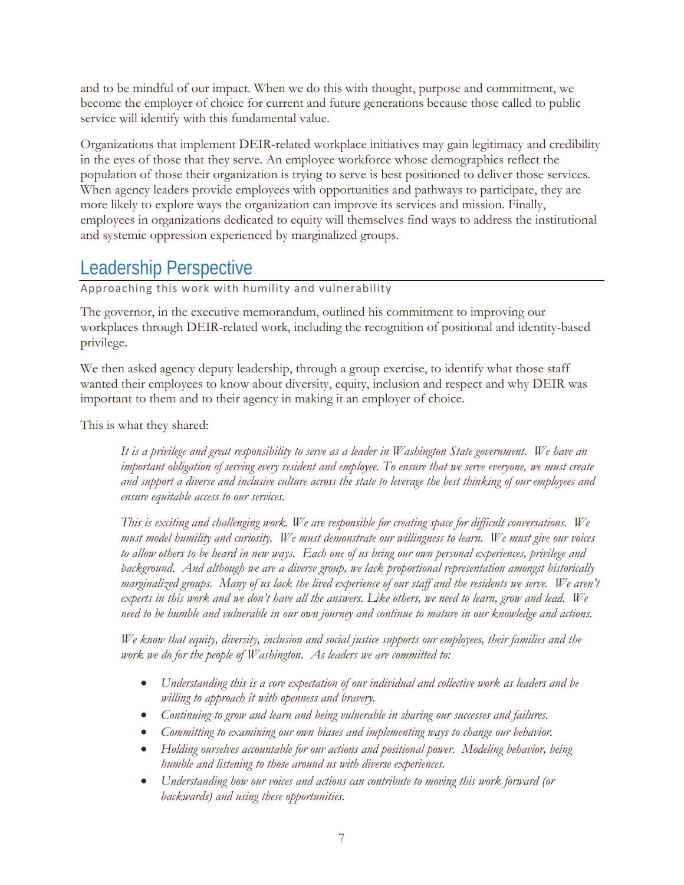and to be mindful of our impact. When we do this with thought, purpose and commitment, we become the employer of choice for current and future generations because those called to public service will identify with this fundamental value.

Organizations that implement DEIR-related workplace initiatives may gain legitimacy and credibility in the eyes of those that they serve. An employee workforce whose demographics reflect the population of those their organization is trying to serve is best positioned to deliver those services. When agency leaders provide employees with opportunities and pathways to participate, they are more likely to explore ways the organization can improve its services and mission. Finally, employees in organizations dedicated to equity will themselves find ways to address the institutional and systemic oppression experienced by marginalized groups.

## Leadership Perspective

Approaching this work with humility and vulnerability

The governor, in the executive memorandum, outlined his commitment to improving our workplaces through DEIR-related work, including the recognition of positional and identity-based privilege.

We then asked agency deputy leadership, through a group exercise, to identify what those staff wanted their employees to know about diversity, equity, inclusion and respect and why DEIR was important to them and to their agency in making it an employer of choice.

This is what they shared:

> *It is a privilege and great responsibility to serve as a leader in Washington State government. We have an important obligation of serving every resident and employee. To ensure that we serve everyone, we must create and support a diverse and inclusive culture across the state to leverage the best thinking of our employees and ensure equitable access to our services.*
>
> *This is exciting and challenging work. We are responsible for creating space for difficult conversations. We must model humility and curiosity. We must demonstrate our willingness to learn. We must give our voices to allow others to be heard in new ways. Each one of us bring our own personal experiences, privilege and background. And although we are a diverse group, we lack proportional representation amongst historically marginalized groups. Many of us lack the lived experience of our staff and the residents we serve. We aren't experts in this work and we don't have all the answers. Like others, we need to learn, grow and lead. We need to be humble and vulnerable in our own journey and continue to mature in our knowledge and actions.*
>
> *We know that equity, diversity, inclusion and social justice supports our employees, their families and the work we do for the people of Washington. As leaders we are committed to:*
>
> - *Understanding this is a core expectation of our individual and collective work as leaders and be willing to approach it with openness and bravery.*
> - *Continuing to grow and learn and being vulnerable in sharing our successes and failures.*
> - *Committing to examining our own biases and implementing ways to change our behavior.*
> - *Holding ourselves accountable for our actions and positional power. Modeling behavior, being humble and listening to those around us with diverse experiences.*
> - *Understanding how our voices and actions can contribute to moving this work forward (or backwards) and using these opportunities.*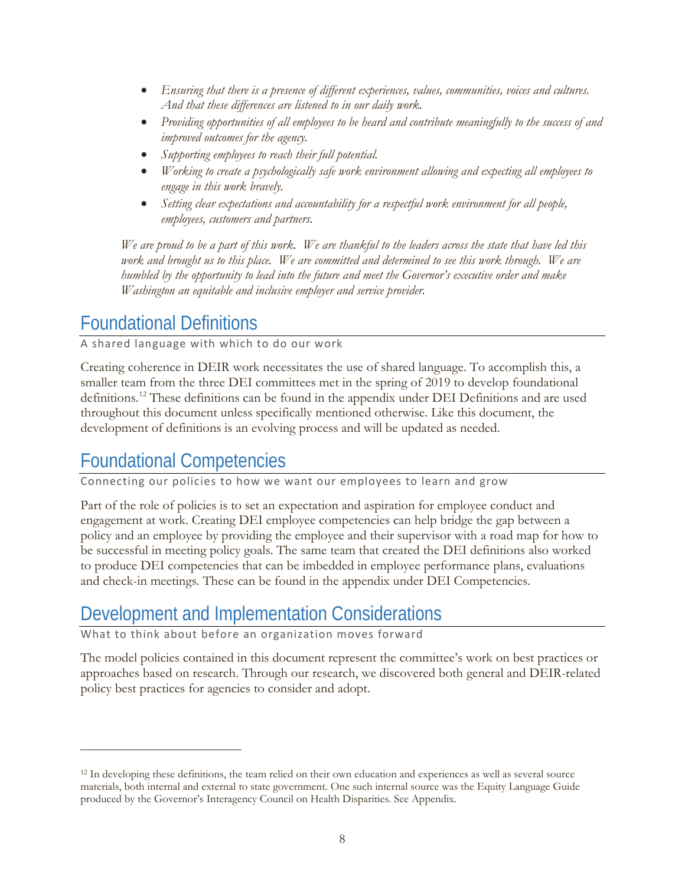- *Ensuring that there is a presence of different experiences, values, communities, voices and cultures. And that these differences are listened to in our daily work.*
- *Providing opportunities of all employees to be heard and contribute meaningfully to the success of and improved outcomes for the agency.*
- *Supporting employees to reach their full potential.*
- *Working to create a psychologically safe work environment allowing and expecting all employees to engage in this work bravely.*
- *Setting clear expectations and accountability for a respectful work environment for all people, employees, customers and partners.*

*We are proud to be a part of this work. We are thankful to the leaders across the state that have led this work and brought us to this place. We are committed and determined to see this work through. We are humbled by the opportunity to lead into the future and meet the Governor's executive order and make Washington an equitable and inclusive employer and service provider.*

## Foundational Definitions

A shared language with which to do our work

Creating coherence in DEIR work necessitates the use of shared language. To accomplish this, a smaller team from the three DEI committees met in the spring of 2019 to develop foundational definitions.[12] These definitions can be found in the appendix under DEI Definitions and are used throughout this document unless specifically mentioned otherwise. Like this document, the development of definitions is an evolving process and will be updated as needed.

## Foundational Competencies

Connecting our policies to how we want our employees to learn and grow

Part of the role of policies is to set an expectation and aspiration for employee conduct and engagement at work. Creating DEI employee competencies can help bridge the gap between a policy and an employee by providing the employee and their supervisor with a road map for how to be successful in meeting policy goals. The same team that created the DEI definitions also worked to produce DEI competencies that can be imbedded in employee performance plans, evaluations and check-in meetings. These can be found in the appendix under DEI Competencies.

## Development and Implementation Considerations

What to think about before an organization moves forward

The model policies contained in this document represent the committee's work on best practices or approaches based on research. Through our research, we discovered both general and DEIR-related policy best practices for agencies to consider and adopt.

---

[12] In developing these definitions, the team relied on their own education and experiences as well as several source materials, both internal and external to state government. One such internal source was the Equity Language Guide produced by the Governor's Interagency Council on Health Disparities. See Appendix.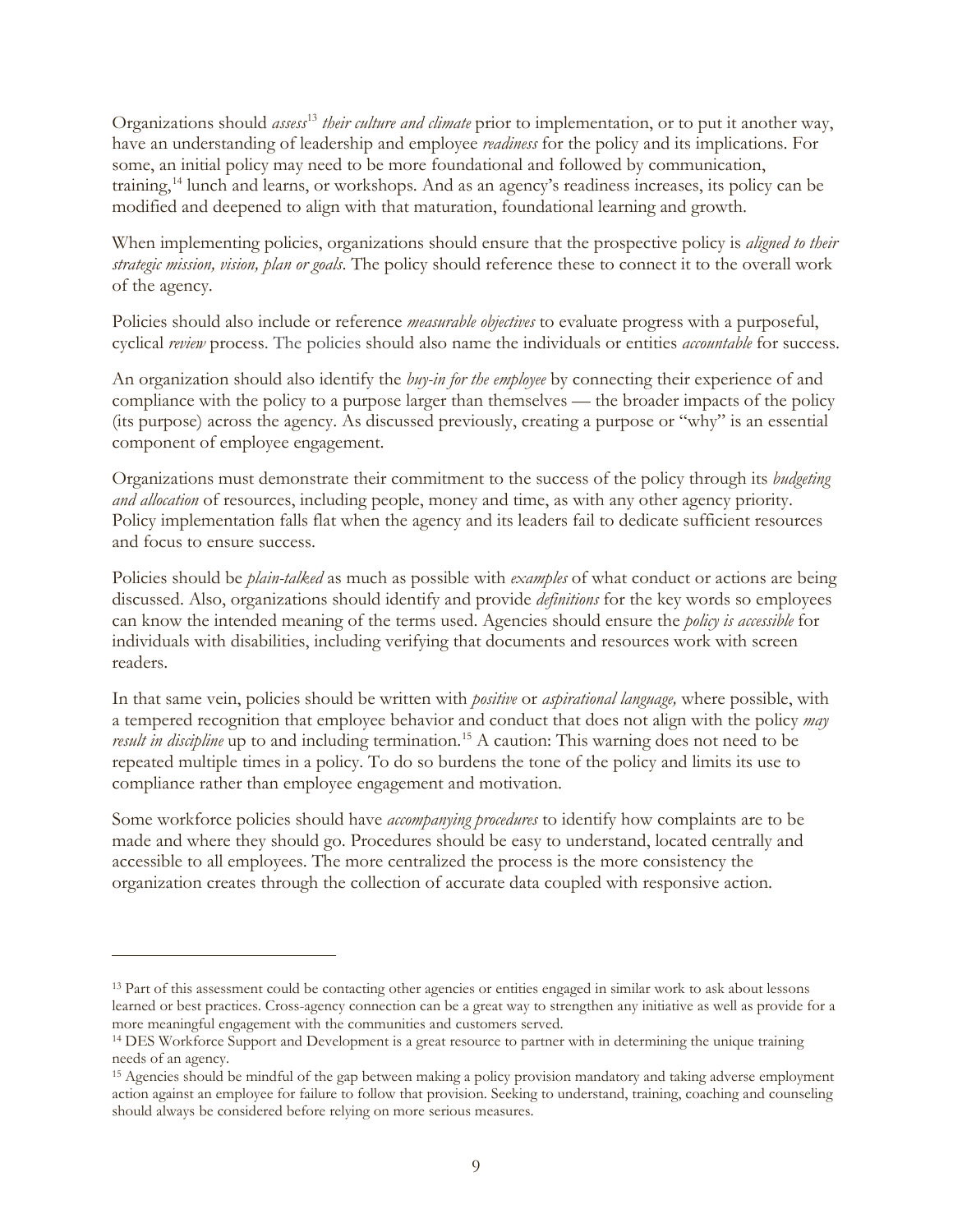Organizations should *assess*[13] *their culture and climate* prior to implementation, or to put it another way, have an understanding of leadership and employee *readiness* for the policy and its implications. For some, an initial policy may need to be more foundational and followed by communication, training,[14] lunch and learns, or workshops. And as an agency's readiness increases, its policy can be modified and deepened to align with that maturation, foundational learning and growth.

When implementing policies, organizations should ensure that the prospective policy is *aligned to their strategic mission, vision, plan or goals*. The policy should reference these to connect it to the overall work of the agency.

Policies should also include or reference *measurable objectives* to evaluate progress with a purposeful, cyclical *review* process. The policies should also name the individuals or entities *accountable* for success.

An organization should also identify the *buy-in for the employee* by connecting their experience of and compliance with the policy to a purpose larger than themselves — the broader impacts of the policy (its purpose) across the agency. As discussed previously, creating a purpose or "why" is an essential component of employee engagement.

Organizations must demonstrate their commitment to the success of the policy through its *budgeting and allocation* of resources, including people, money and time, as with any other agency priority. Policy implementation falls flat when the agency and its leaders fail to dedicate sufficient resources and focus to ensure success.

Policies should be *plain-talked* as much as possible with *examples* of what conduct or actions are being discussed. Also, organizations should identify and provide *definitions* for the key words so employees can know the intended meaning of the terms used. Agencies should ensure the *policy is accessible* for individuals with disabilities, including verifying that documents and resources work with screen readers.

In that same vein, policies should be written with *positive* or *aspirational language,* where possible, with a tempered recognition that employee behavior and conduct that does not align with the policy *may result in discipline* up to and including termination.[15] A caution: This warning does not need to be repeated multiple times in a policy. To do so burdens the tone of the policy and limits its use to compliance rather than employee engagement and motivation.

Some workforce policies should have *accompanying procedures* to identify how complaints are to be made and where they should go. Procedures should be easy to understand, located centrally and accessible to all employees. The more centralized the process is the more consistency the organization creates through the collection of accurate data coupled with responsive action.

---

[13] Part of this assessment could be contacting other agencies or entities engaged in similar work to ask about lessons learned or best practices. Cross-agency connection can be a great way to strengthen any initiative as well as provide for a more meaningful engagement with the communities and customers served.

[14] DES Workforce Support and Development is a great resource to partner with in determining the unique training needs of an agency.

[15] Agencies should be mindful of the gap between making a policy provision mandatory and taking adverse employment action against an employee for failure to follow that provision. Seeking to understand, training, coaching and counseling should always be considered before relying on more serious measures.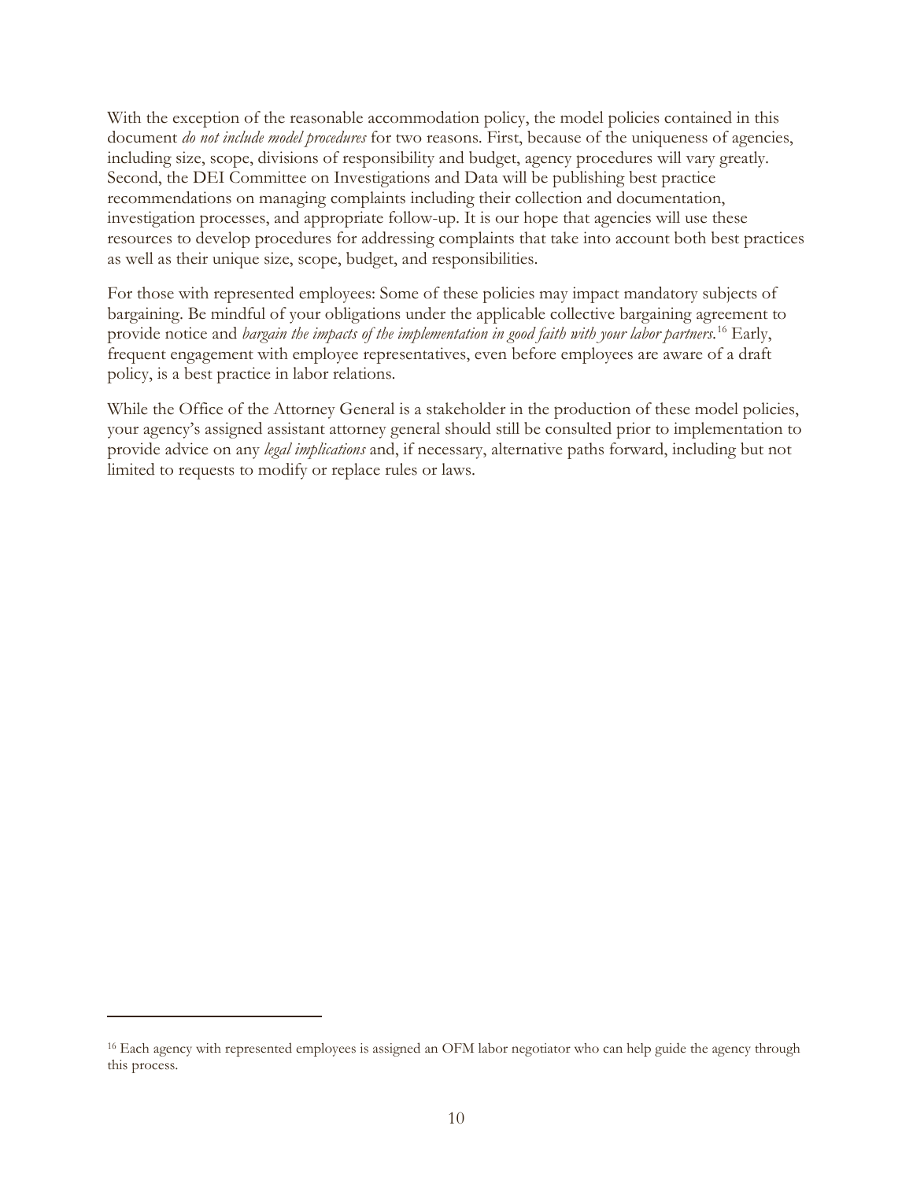With the exception of the reasonable accommodation policy, the model policies contained in this document *do not include model procedures* for two reasons. First, because of the uniqueness of agencies, including size, scope, divisions of responsibility and budget, agency procedures will vary greatly. Second, the DEI Committee on Investigations and Data will be publishing best practice recommendations on managing complaints including their collection and documentation, investigation processes, and appropriate follow-up. It is our hope that agencies will use these resources to develop procedures for addressing complaints that take into account both best practices as well as their unique size, scope, budget, and responsibilities.

For those with represented employees: Some of these policies may impact mandatory subjects of bargaining. Be mindful of your obligations under the applicable collective bargaining agreement to provide notice and *bargain the impacts of the implementation in good faith with your labor partners.*[16] Early, frequent engagement with employee representatives, even before employees are aware of a draft policy, is a best practice in labor relations.

While the Office of the Attorney General is a stakeholder in the production of these model policies, your agency's assigned assistant attorney general should still be consulted prior to implementation to provide advice on any *legal implications* and, if necessary, alternative paths forward, including but not limited to requests to modify or replace rules or laws.

---

[16] Each agency with represented employees is assigned an OFM labor negotiator who can help guide the agency through this process.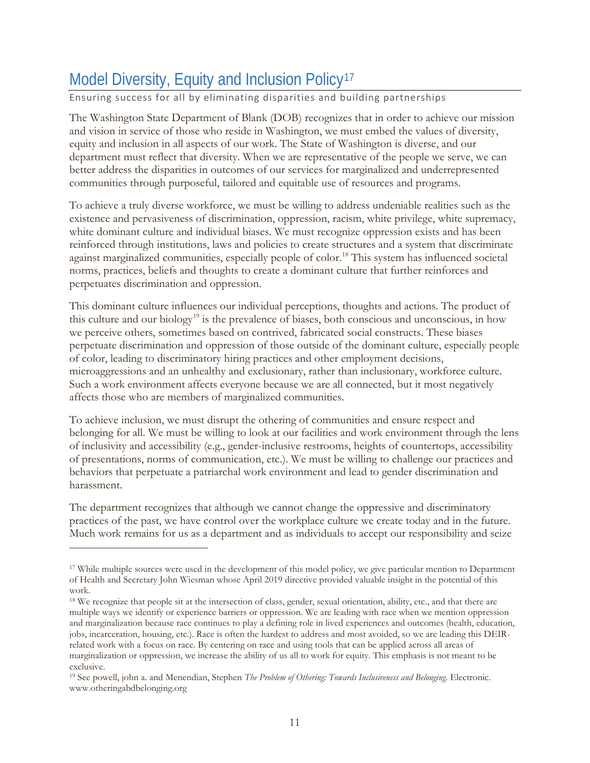# Model Diversity, Equity and Inclusion Policy[17]

Ensuring success for all by eliminating disparities and building partnerships

The Washington State Department of Blank (DOB) recognizes that in order to achieve our mission and vision in service of those who reside in Washington, we must embed the values of diversity, equity and inclusion in all aspects of our work. The State of Washington is diverse, and our department must reflect that diversity. When we are representative of the people we serve, we can better address the disparities in outcomes of our services for marginalized and underrepresented communities through purposeful, tailored and equitable use of resources and programs.

To achieve a truly diverse workforce, we must be willing to address undeniable realities such as the existence and pervasiveness of discrimination, oppression, racism, white privilege, white supremacy, white dominant culture and individual biases. We must recognize oppression exists and has been reinforced through institutions, laws and policies to create structures and a system that discriminate against marginalized communities, especially people of color.[18] This system has influenced societal norms, practices, beliefs and thoughts to create a dominant culture that further reinforces and perpetuates discrimination and oppression.

This dominant culture influences our individual perceptions, thoughts and actions. The product of this culture and our biology[19] is the prevalence of biases, both conscious and unconscious, in how we perceive others, sometimes based on contrived, fabricated social constructs. These biases perpetuate discrimination and oppression of those outside of the dominant culture, especially people of color, leading to discriminatory hiring practices and other employment decisions, microaggressions and an unhealthy and exclusionary, rather than inclusionary, workforce culture. Such a work environment affects everyone because we are all connected, but it most negatively affects those who are members of marginalized communities.

To achieve inclusion, we must disrupt the othering of communities and ensure respect and belonging for all. We must be willing to look at our facilities and work environment through the lens of inclusivity and accessibility (e.g., gender-inclusive restrooms, heights of countertops, accessibility of presentations, norms of communication, etc.). We must be willing to challenge our practices and behaviors that perpetuate a patriarchal work environment and lead to gender discrimination and harassment.

The department recognizes that although we cannot change the oppressive and discriminatory practices of the past, we have control over the workplace culture we create today and in the future. Much work remains for us as a department and as individuals to accept our responsibility and seize

---

[17] While multiple sources were used in the development of this model policy, we give particular mention to Department of Health and Secretary John Wiesman whose April 2019 directive provided valuable insight in the potential of this work.

[18] We recognize that people sit at the intersection of class, gender, sexual orientation, ability, etc., and that there are multiple ways we identify or experience barriers or oppression. We are leading with race when we mention oppression and marginalization because race continues to play a defining role in lived experiences and outcomes (health, education, jobs, incarceration, housing, etc.). Race is often the hardest to address and most avoided, so we are leading this DEIR-related work with a focus on race. By centering on race and using tools that can be applied across all areas of marginalization or oppression, we increase the ability of us all to work for equity. This emphasis is not meant to be exclusive.

[19] See powell, john a. and Menendian, Stephen *The Problem of Othering: Towards Inclusiveness and Belonging.* Electronic. www.otheringabdbelonging.org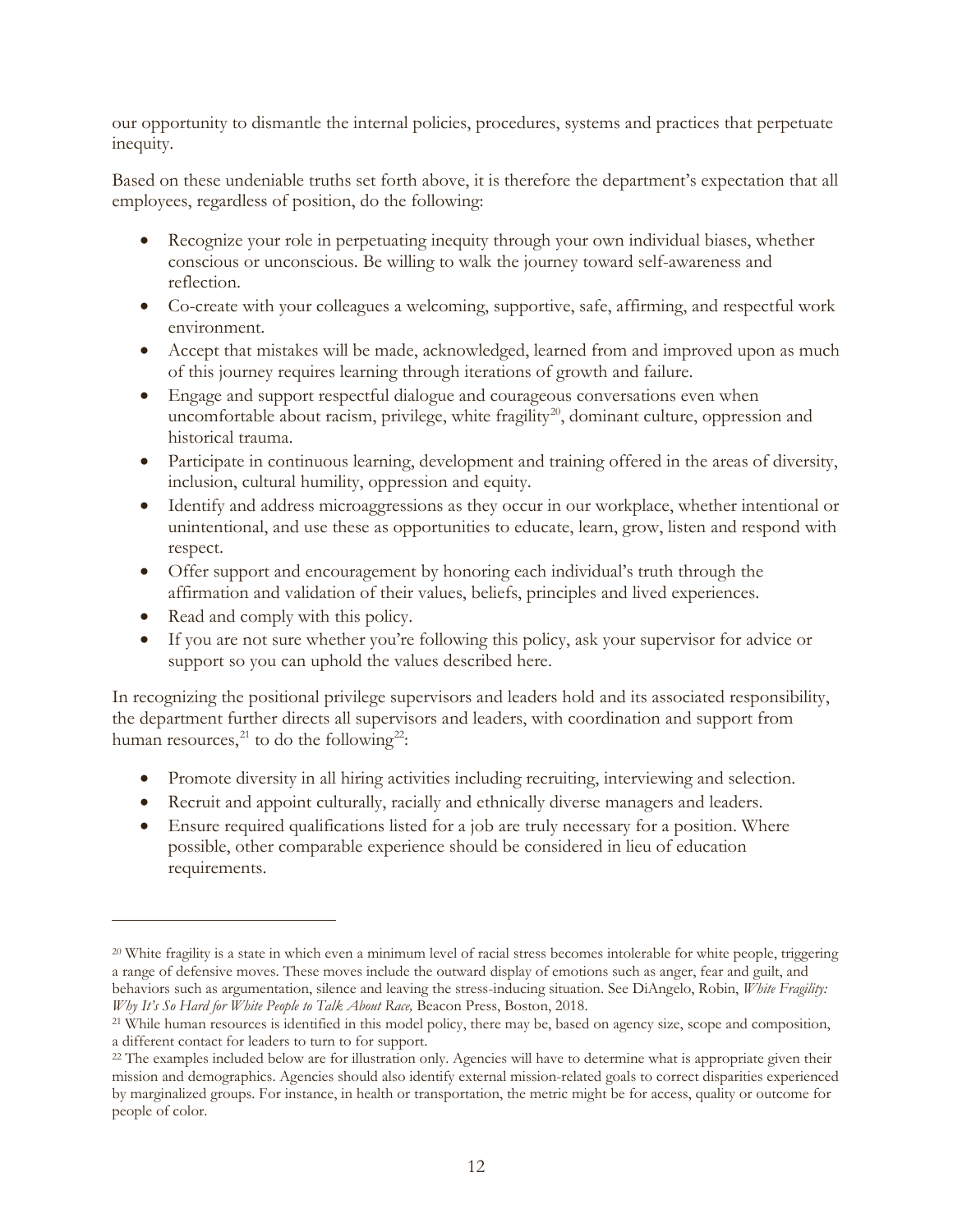our opportunity to dismantle the internal policies, procedures, systems and practices that perpetuate inequity.

Based on these undeniable truths set forth above, it is therefore the department's expectation that all employees, regardless of position, do the following:

- Recognize your role in perpetuating inequity through your own individual biases, whether conscious or unconscious. Be willing to walk the journey toward self-awareness and reflection.
- Co-create with your colleagues a welcoming, supportive, safe, affirming, and respectful work environment.
- Accept that mistakes will be made, acknowledged, learned from and improved upon as much of this journey requires learning through iterations of growth and failure.
- Engage and support respectful dialogue and courageous conversations even when uncomfortable about racism, privilege, white fragility[20], dominant culture, oppression and historical trauma.
- Participate in continuous learning, development and training offered in the areas of diversity, inclusion, cultural humility, oppression and equity.
- Identify and address microaggressions as they occur in our workplace, whether intentional or unintentional, and use these as opportunities to educate, learn, grow, listen and respond with respect.
- Offer support and encouragement by honoring each individual's truth through the affirmation and validation of their values, beliefs, principles and lived experiences.
- Read and comply with this policy.
- If you are not sure whether you're following this policy, ask your supervisor for advice or support so you can uphold the values described here.

In recognizing the positional privilege supervisors and leaders hold and its associated responsibility, the department further directs all supervisors and leaders, with coordination and support from human resources,[21] to do the following[22]:

- Promote diversity in all hiring activities including recruiting, interviewing and selection.
- Recruit and appoint culturally, racially and ethnically diverse managers and leaders.
- Ensure required qualifications listed for a job are truly necessary for a position. Where possible, other comparable experience should be considered in lieu of education requirements.

---

[20] White fragility is a state in which even a minimum level of racial stress becomes intolerable for white people, triggering a range of defensive moves. These moves include the outward display of emotions such as anger, fear and guilt, and behaviors such as argumentation, silence and leaving the stress-inducing situation. See DiAngelo, Robin, *White Fragility: Why It's So Hard for White People to Talk About Race,* Beacon Press, Boston, 2018.

[21] While human resources is identified in this model policy, there may be, based on agency size, scope and composition, a different contact for leaders to turn to for support.

[22] The examples included below are for illustration only. Agencies will have to determine what is appropriate given their mission and demographics. Agencies should also identify external mission-related goals to correct disparities experienced by marginalized groups. For instance, in health or transportation, the metric might be for access, quality or outcome for people of color.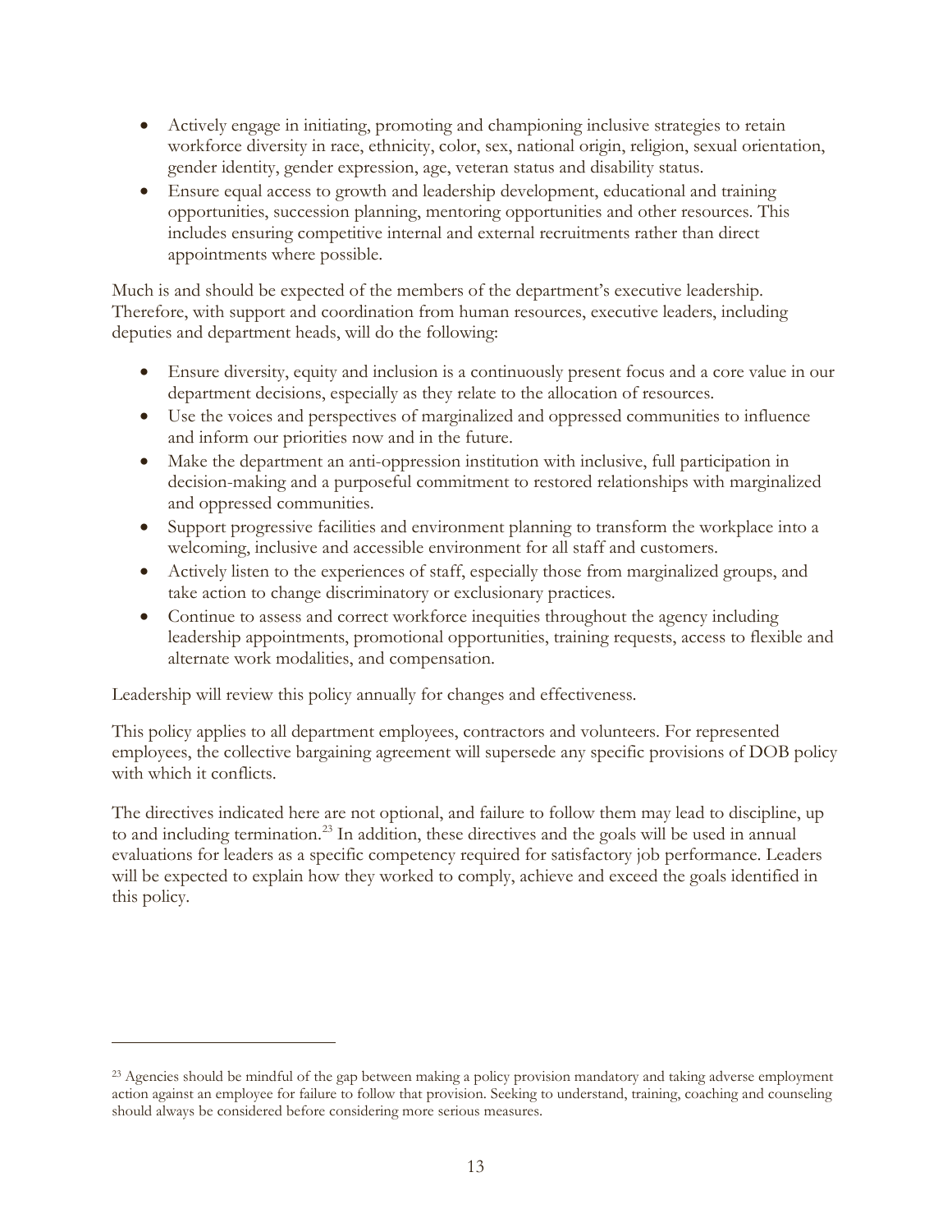- Actively engage in initiating, promoting and championing inclusive strategies to retain workforce diversity in race, ethnicity, color, sex, national origin, religion, sexual orientation, gender identity, gender expression, age, veteran status and disability status.
- Ensure equal access to growth and leadership development, educational and training opportunities, succession planning, mentoring opportunities and other resources. This includes ensuring competitive internal and external recruitments rather than direct appointments where possible.

Much is and should be expected of the members of the department's executive leadership. Therefore, with support and coordination from human resources, executive leaders, including deputies and department heads, will do the following:

- Ensure diversity, equity and inclusion is a continuously present focus and a core value in our department decisions, especially as they relate to the allocation of resources.
- Use the voices and perspectives of marginalized and oppressed communities to influence and inform our priorities now and in the future.
- Make the department an anti-oppression institution with inclusive, full participation in decision-making and a purposeful commitment to restored relationships with marginalized and oppressed communities.
- Support progressive facilities and environment planning to transform the workplace into a welcoming, inclusive and accessible environment for all staff and customers.
- Actively listen to the experiences of staff, especially those from marginalized groups, and take action to change discriminatory or exclusionary practices.
- Continue to assess and correct workforce inequities throughout the agency including leadership appointments, promotional opportunities, training requests, access to flexible and alternate work modalities, and compensation.

Leadership will review this policy annually for changes and effectiveness.

This policy applies to all department employees, contractors and volunteers. For represented employees, the collective bargaining agreement will supersede any specific provisions of DOB policy with which it conflicts.

The directives indicated here are not optional, and failure to follow them may lead to discipline, up to and including termination.[23] In addition, these directives and the goals will be used in annual evaluations for leaders as a specific competency required for satisfactory job performance. Leaders will be expected to explain how they worked to comply, achieve and exceed the goals identified in this policy.

---

[23] Agencies should be mindful of the gap between making a policy provision mandatory and taking adverse employment action against an employee for failure to follow that provision. Seeking to understand, training, coaching and counseling should always be considered before considering more serious measures.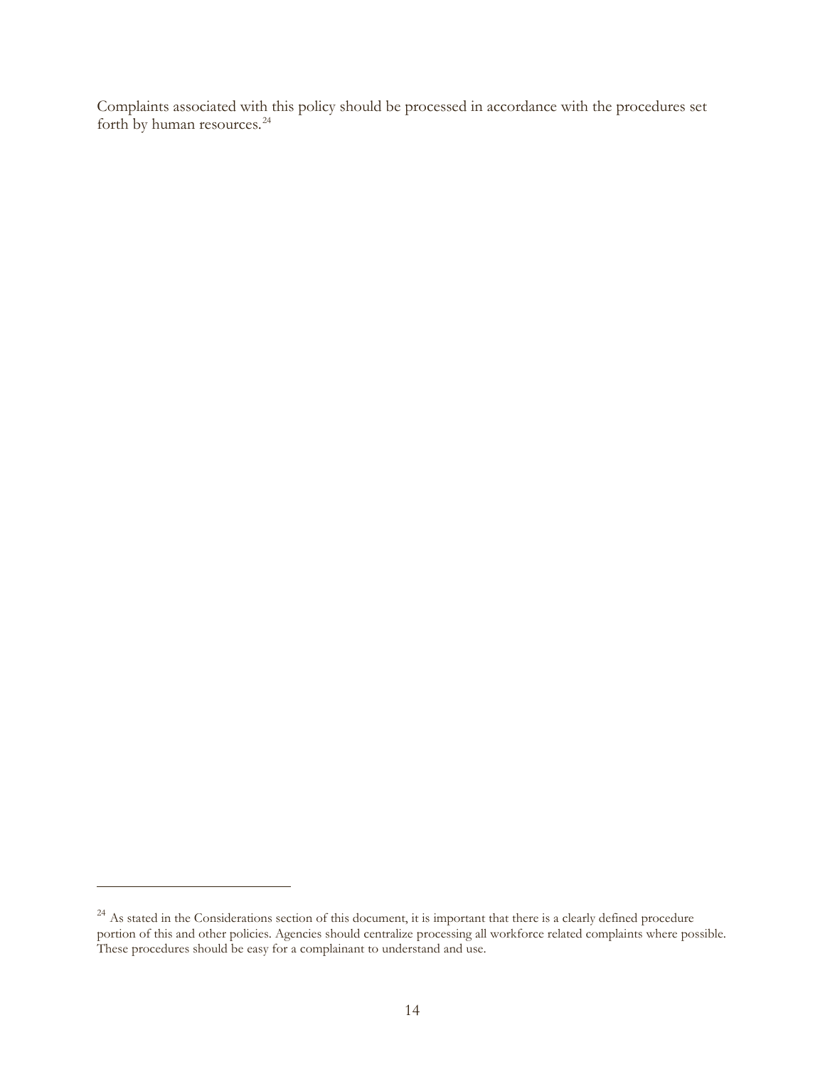Complaints associated with this policy should be processed in accordance with the procedures set forth by human resources.[24]

[24] As stated in the Considerations section of this document, it is important that there is a clearly defined procedure portion of this and other policies. Agencies should centralize processing all workforce related complaints where possible. These procedures should be easy for a complainant to understand and use.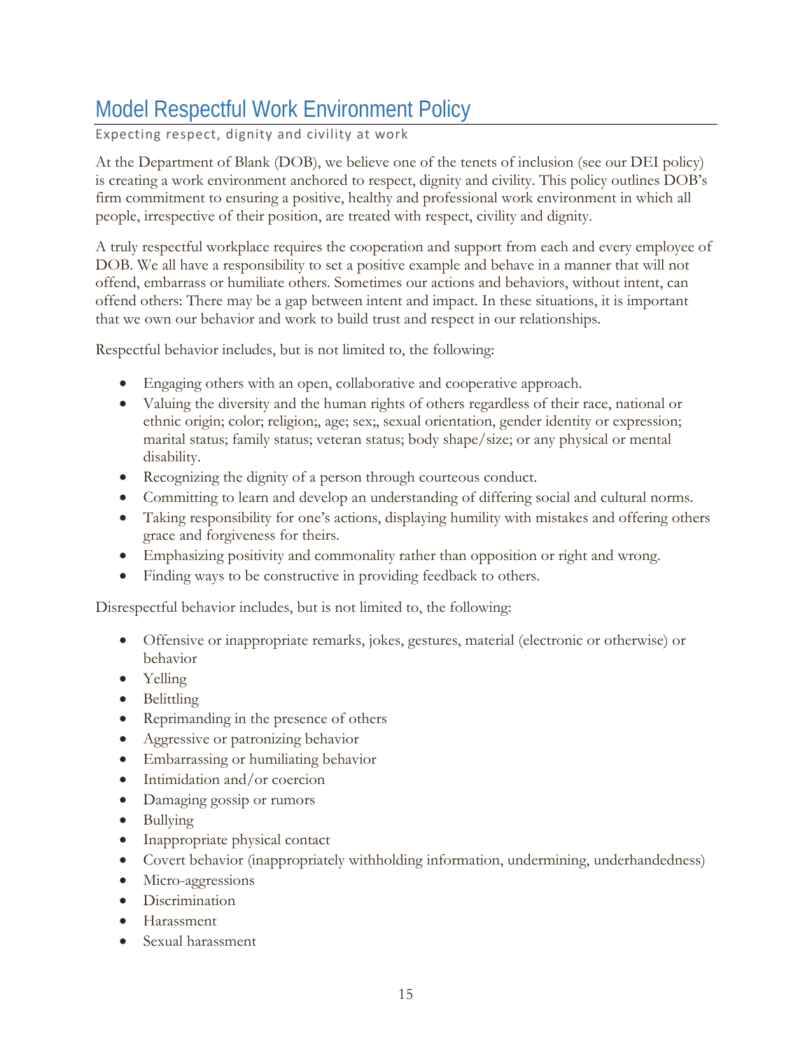# Model Respectful Work Environment Policy

Expecting respect, dignity and civility at work

At the Department of Blank (DOB), we believe one of the tenets of inclusion (see our DEI policy) is creating a work environment anchored to respect, dignity and civility. This policy outlines DOB's firm commitment to ensuring a positive, healthy and professional work environment in which all people, irrespective of their position, are treated with respect, civility and dignity.

A truly respectful workplace requires the cooperation and support from each and every employee of DOB. We all have a responsibility to set a positive example and behave in a manner that will not offend, embarrass or humiliate others. Sometimes our actions and behaviors, without intent, can offend others: There may be a gap between intent and impact. In these situations, it is important that we own our behavior and work to build trust and respect in our relationships.

Respectful behavior includes, but is not limited to, the following:

- Engaging others with an open, collaborative and cooperative approach.
- Valuing the diversity and the human rights of others regardless of their race, national or ethnic origin; color; religion;, age; sex;, sexual orientation, gender identity or expression; marital status; family status; veteran status; body shape/size; or any physical or mental disability.
- Recognizing the dignity of a person through courteous conduct.
- Committing to learn and develop an understanding of differing social and cultural norms.
- Taking responsibility for one's actions, displaying humility with mistakes and offering others grace and forgiveness for theirs.
- Emphasizing positivity and commonality rather than opposition or right and wrong.
- Finding ways to be constructive in providing feedback to others.

Disrespectful behavior includes, but is not limited to, the following:

- Offensive or inappropriate remarks, jokes, gestures, material (electronic or otherwise) or behavior
- Yelling
- Belittling
- Reprimanding in the presence of others
- Aggressive or patronizing behavior
- Embarrassing or humiliating behavior
- Intimidation and/or coercion
- Damaging gossip or rumors
- Bullying
- Inappropriate physical contact
- Covert behavior (inappropriately withholding information, undermining, underhandedness)
- Micro-aggressions
- Discrimination
- Harassment
- Sexual harassment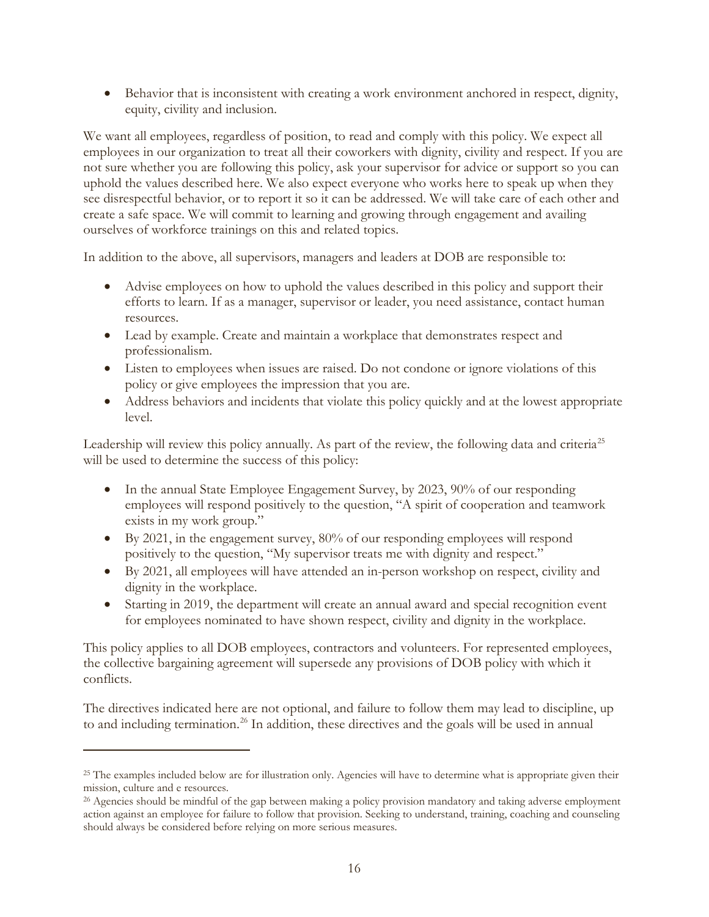- Behavior that is inconsistent with creating a work environment anchored in respect, dignity, equity, civility and inclusion.

We want all employees, regardless of position, to read and comply with this policy. We expect all employees in our organization to treat all their coworkers with dignity, civility and respect. If you are not sure whether you are following this policy, ask your supervisor for advice or support so you can uphold the values described here. We also expect everyone who works here to speak up when they see disrespectful behavior, or to report it so it can be addressed. We will take care of each other and create a safe space. We will commit to learning and growing through engagement and availing ourselves of workforce trainings on this and related topics.

In addition to the above, all supervisors, managers and leaders at DOB are responsible to:

- Advise employees on how to uphold the values described in this policy and support their efforts to learn. If as a manager, supervisor or leader, you need assistance, contact human resources.
- Lead by example. Create and maintain a workplace that demonstrates respect and professionalism.
- Listen to employees when issues are raised. Do not condone or ignore violations of this policy or give employees the impression that you are.
- Address behaviors and incidents that violate this policy quickly and at the lowest appropriate level.

Leadership will review this policy annually. As part of the review, the following data and criteria[25] will be used to determine the success of this policy:

- In the annual State Employee Engagement Survey, by 2023, 90% of our responding employees will respond positively to the question, "A spirit of cooperation and teamwork exists in my work group."
- By 2021, in the engagement survey, 80% of our responding employees will respond positively to the question, "My supervisor treats me with dignity and respect."
- By 2021, all employees will have attended an in-person workshop on respect, civility and dignity in the workplace.
- Starting in 2019, the department will create an annual award and special recognition event for employees nominated to have shown respect, civility and dignity in the workplace.

This policy applies to all DOB employees, contractors and volunteers. For represented employees, the collective bargaining agreement will supersede any provisions of DOB policy with which it conflicts.

The directives indicated here are not optional, and failure to follow them may lead to discipline, up to and including termination.[26] In addition, these directives and the goals will be used in annual

---

[25] The examples included below are for illustration only. Agencies will have to determine what is appropriate given their mission, culture and e resources.

[26] Agencies should be mindful of the gap between making a policy provision mandatory and taking adverse employment action against an employee for failure to follow that provision. Seeking to understand, training, coaching and counseling should always be considered before relying on more serious measures.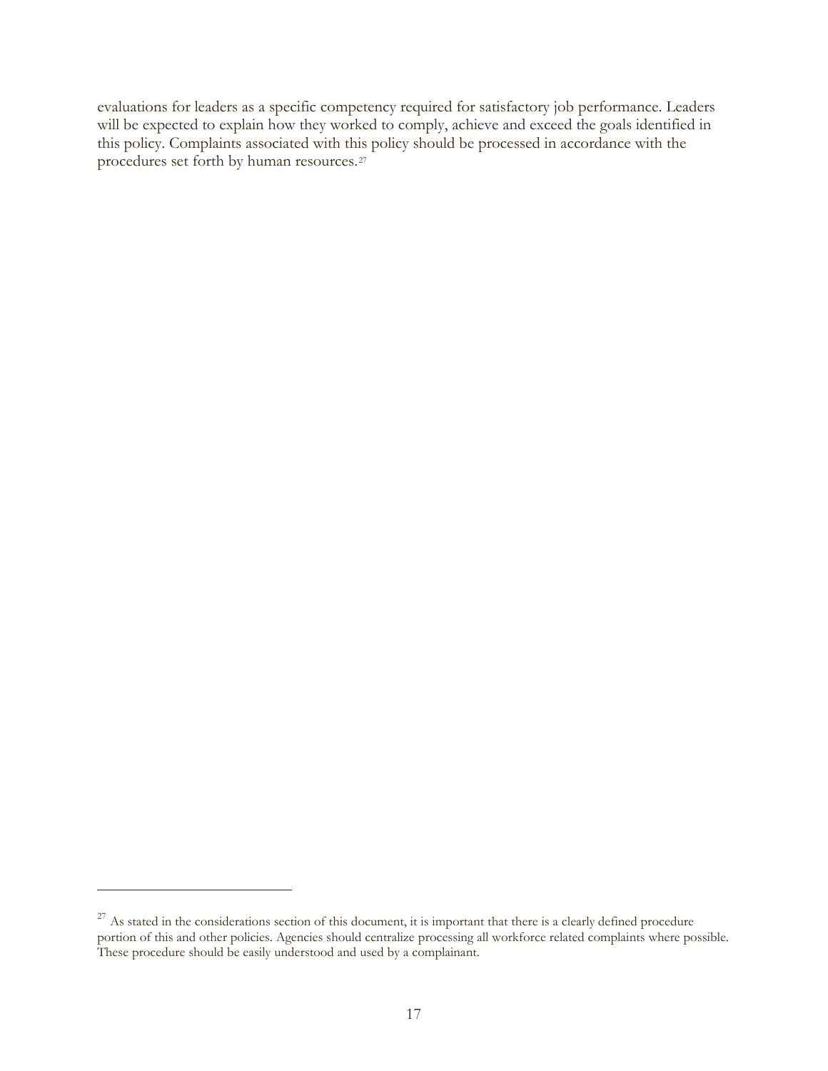evaluations for leaders as a specific competency required for satisfactory job performance. Leaders will be expected to explain how they worked to comply, achieve and exceed the goals identified in this policy. Complaints associated with this policy should be processed in accordance with the procedures set forth by human resources.[27]

---

[27] As stated in the considerations section of this document, it is important that there is a clearly defined procedure portion of this and other policies. Agencies should centralize processing all workforce related complaints where possible. These procedure should be easily understood and used by a complainant.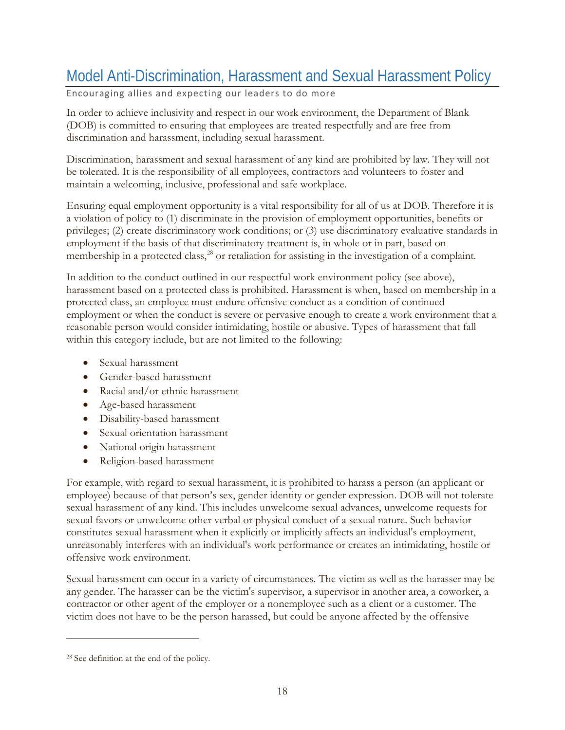# Model Anti-Discrimination, Harassment and Sexual Harassment Policy

Encouraging allies and expecting our leaders to do more

In order to achieve inclusivity and respect in our work environment, the Department of Blank (DOB) is committed to ensuring that employees are treated respectfully and are free from discrimination and harassment, including sexual harassment.

Discrimination, harassment and sexual harassment of any kind are prohibited by law. They will not be tolerated. It is the responsibility of all employees, contractors and volunteers to foster and maintain a welcoming, inclusive, professional and safe workplace.

Ensuring equal employment opportunity is a vital responsibility for all of us at DOB. Therefore it is a violation of policy to (1) discriminate in the provision of employment opportunities, benefits or privileges; (2) create discriminatory work conditions; or (3) use discriminatory evaluative standards in employment if the basis of that discriminatory treatment is, in whole or in part, based on membership in a protected class,[28] or retaliation for assisting in the investigation of a complaint.

In addition to the conduct outlined in our respectful work environment policy (see above), harassment based on a protected class is prohibited. Harassment is when, based on membership in a protected class, an employee must endure offensive conduct as a condition of continued employment or when the conduct is severe or pervasive enough to create a work environment that a reasonable person would consider intimidating, hostile or abusive. Types of harassment that fall within this category include, but are not limited to the following:

- Sexual harassment
- Gender-based harassment
- Racial and/or ethnic harassment
- Age-based harassment
- Disability-based harassment
- Sexual orientation harassment
- National origin harassment
- Religion-based harassment

For example, with regard to sexual harassment, it is prohibited to harass a person (an applicant or employee) because of that person's sex, gender identity or gender expression. DOB will not tolerate sexual harassment of any kind. This includes unwelcome sexual advances, unwelcome requests for sexual favors or unwelcome other verbal or physical conduct of a sexual nature. Such behavior constitutes sexual harassment when it explicitly or implicitly affects an individual's employment, unreasonably interferes with an individual's work performance or creates an intimidating, hostile or offensive work environment.

Sexual harassment can occur in a variety of circumstances. The victim as well as the harasser may be any gender. The harasser can be the victim's supervisor, a supervisor in another area, a coworker, a contractor or other agent of the employer or a nonemployee such as a client or a customer. The victim does not have to be the person harassed, but could be anyone affected by the offensive

[28] See definition at the end of the policy.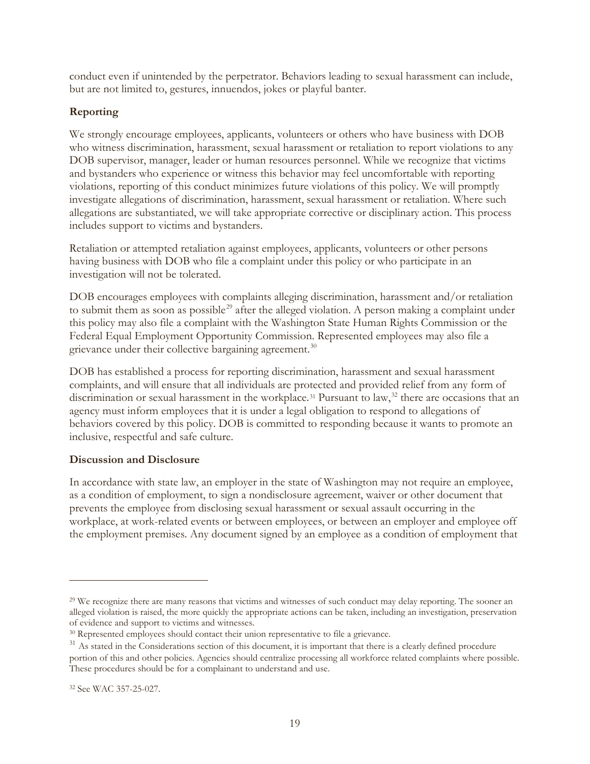conduct even if unintended by the perpetrator. Behaviors leading to sexual harassment can include, but are not limited to, gestures, innuendos, jokes or playful banter.

**Reporting**

We strongly encourage employees, applicants, volunteers or others who have business with DOB who witness discrimination, harassment, sexual harassment or retaliation to report violations to any DOB supervisor, manager, leader or human resources personnel. While we recognize that victims and bystanders who experience or witness this behavior may feel uncomfortable with reporting violations, reporting of this conduct minimizes future violations of this policy. We will promptly investigate allegations of discrimination, harassment, sexual harassment or retaliation. Where such allegations are substantiated, we will take appropriate corrective or disciplinary action. This process includes support to victims and bystanders.

Retaliation or attempted retaliation against employees, applicants, volunteers or other persons having business with DOB who file a complaint under this policy or who participate in an investigation will not be tolerated.

DOB encourages employees with complaints alleging discrimination, harassment and/or retaliation to submit them as soon as possible[29] after the alleged violation. A person making a complaint under this policy may also file a complaint with the Washington State Human Rights Commission or the Federal Equal Employment Opportunity Commission. Represented employees may also file a grievance under their collective bargaining agreement.[30]

DOB has established a process for reporting discrimination, harassment and sexual harassment complaints, and will ensure that all individuals are protected and provided relief from any form of discrimination or sexual harassment in the workplace.[31] Pursuant to law,[32] there are occasions that an agency must inform employees that it is under a legal obligation to respond to allegations of behaviors covered by this policy. DOB is committed to responding because it wants to promote an inclusive, respectful and safe culture.

**Discussion and Disclosure**

In accordance with state law, an employer in the state of Washington may not require an employee, as a condition of employment, to sign a nondisclosure agreement, waiver or other document that prevents the employee from disclosing sexual harassment or sexual assault occurring in the workplace, at work-related events or between employees, or between an employer and employee off the employment premises. Any document signed by an employee as a condition of employment that

---

[29] We recognize there are many reasons that victims and witnesses of such conduct may delay reporting. The sooner an alleged violation is raised, the more quickly the appropriate actions can be taken, including an investigation, preservation of evidence and support to victims and witnesses.

[30] Represented employees should contact their union representative to file a grievance.

[31] As stated in the Considerations section of this document, it is important that there is a clearly defined procedure portion of this and other policies. Agencies should centralize processing all workforce related complaints where possible. These procedures should be for a complainant to understand and use.

[32] See WAC 357-25-027.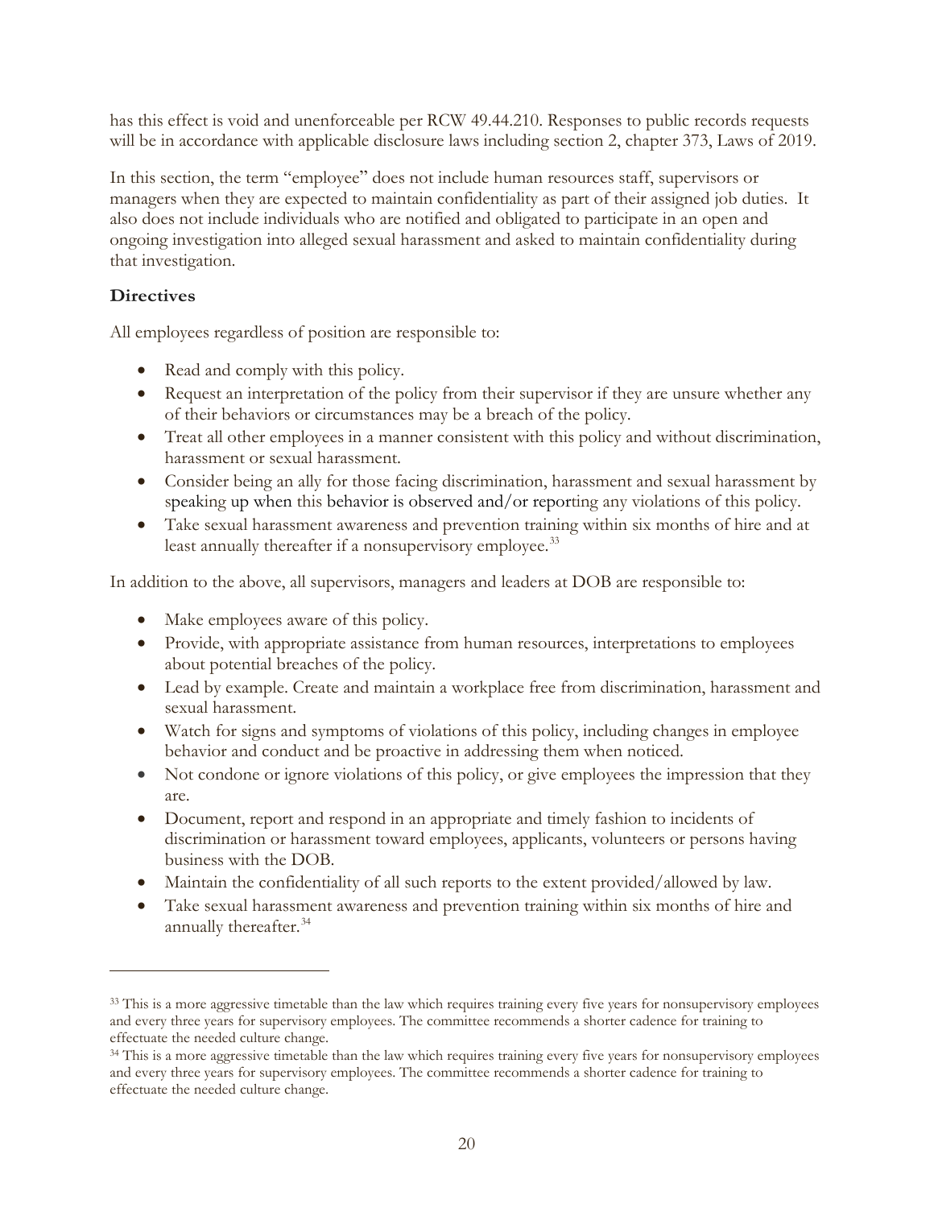has this effect is void and unenforceable per RCW 49.44.210. Responses to public records requests will be in accordance with applicable disclosure laws including section 2, chapter 373, Laws of 2019.

In this section, the term "employee" does not include human resources staff, supervisors or managers when they are expected to maintain confidentiality as part of their assigned job duties. It also does not include individuals who are notified and obligated to participate in an open and ongoing investigation into alleged sexual harassment and asked to maintain confidentiality during that investigation.

### Directives

All employees regardless of position are responsible to:

- Read and comply with this policy.
- Request an interpretation of the policy from their supervisor if they are unsure whether any of their behaviors or circumstances may be a breach of the policy.
- Treat all other employees in a manner consistent with this policy and without discrimination, harassment or sexual harassment.
- Consider being an ally for those facing discrimination, harassment and sexual harassment by speaking up when this behavior is observed and/or reporting any violations of this policy.
- Take sexual harassment awareness and prevention training within six months of hire and at least annually thereafter if a nonsupervisory employee.[33]

In addition to the above, all supervisors, managers and leaders at DOB are responsible to:

- Make employees aware of this policy.
- Provide, with appropriate assistance from human resources, interpretations to employees about potential breaches of the policy.
- Lead by example. Create and maintain a workplace free from discrimination, harassment and sexual harassment.
- Watch for signs and symptoms of violations of this policy, including changes in employee behavior and conduct and be proactive in addressing them when noticed.
- Not condone or ignore violations of this policy, or give employees the impression that they are.
- Document, report and respond in an appropriate and timely fashion to incidents of discrimination or harassment toward employees, applicants, volunteers or persons having business with the DOB.
- Maintain the confidentiality of all such reports to the extent provided/allowed by law.
- Take sexual harassment awareness and prevention training within six months of hire and annually thereafter.[34]

---

[33] This is a more aggressive timetable than the law which requires training every five years for nonsupervisory employees and every three years for supervisory employees. The committee recommends a shorter cadence for training to effectuate the needed culture change.

[34] This is a more aggressive timetable than the law which requires training every five years for nonsupervisory employees and every three years for supervisory employees. The committee recommends a shorter cadence for training to effectuate the needed culture change.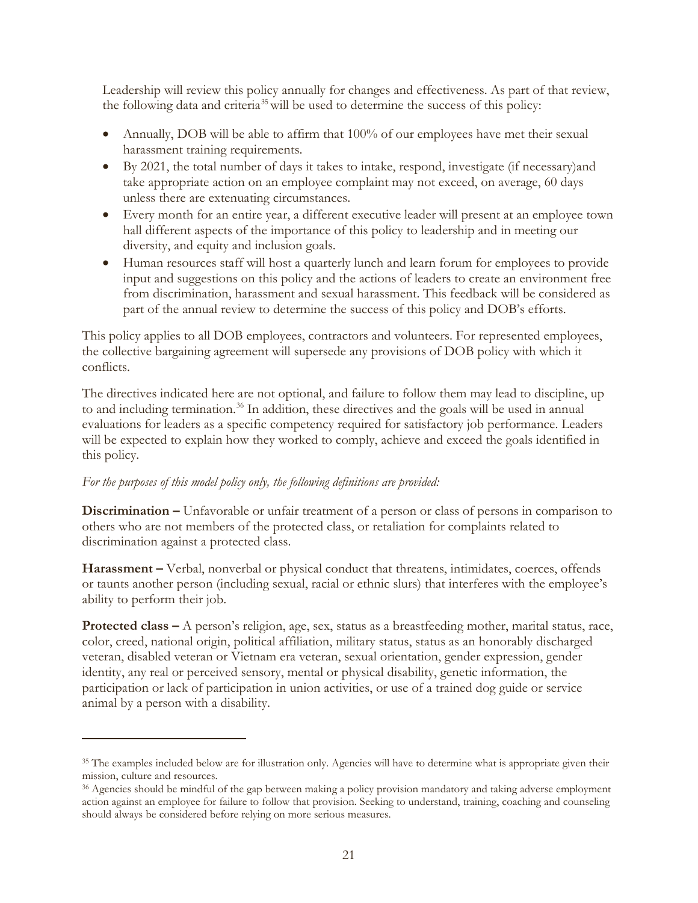Leadership will review this policy annually for changes and effectiveness. As part of that review, the following data and criteria[35] will be used to determine the success of this policy:

- Annually, DOB will be able to affirm that 100% of our employees have met their sexual harassment training requirements.
- By 2021, the total number of days it takes to intake, respond, investigate (if necessary)and take appropriate action on an employee complaint may not exceed, on average, 60 days unless there are extenuating circumstances.
- Every month for an entire year, a different executive leader will present at an employee town hall different aspects of the importance of this policy to leadership and in meeting our diversity, and equity and inclusion goals.
- Human resources staff will host a quarterly lunch and learn forum for employees to provide input and suggestions on this policy and the actions of leaders to create an environment free from discrimination, harassment and sexual harassment. This feedback will be considered as part of the annual review to determine the success of this policy and DOB's efforts.

This policy applies to all DOB employees, contractors and volunteers. For represented employees, the collective bargaining agreement will supersede any provisions of DOB policy with which it conflicts.

The directives indicated here are not optional, and failure to follow them may lead to discipline, up to and including termination.[36] In addition, these directives and the goals will be used in annual evaluations for leaders as a specific competency required for satisfactory job performance. Leaders will be expected to explain how they worked to comply, achieve and exceed the goals identified in this policy.

*For the purposes of this model policy only, the following definitions are provided:*

**Discrimination –** Unfavorable or unfair treatment of a person or class of persons in comparison to others who are not members of the protected class, or retaliation for complaints related to discrimination against a protected class.

**Harassment –** Verbal, nonverbal or physical conduct that threatens, intimidates, coerces, offends or taunts another person (including sexual, racial or ethnic slurs) that interferes with the employee's ability to perform their job.

**Protected class –** A person's religion, age, sex, status as a breastfeeding mother, marital status, race, color, creed, national origin, political affiliation, military status, status as an honorably discharged veteran, disabled veteran or Vietnam era veteran, sexual orientation, gender expression, gender identity, any real or perceived sensory, mental or physical disability, genetic information, the participation or lack of participation in union activities, or use of a trained dog guide or service animal by a person with a disability.

---

[35] The examples included below are for illustration only. Agencies will have to determine what is appropriate given their mission, culture and resources.

[36] Agencies should be mindful of the gap between making a policy provision mandatory and taking adverse employment action against an employee for failure to follow that provision. Seeking to understand, training, coaching and counseling should always be considered before relying on more serious measures.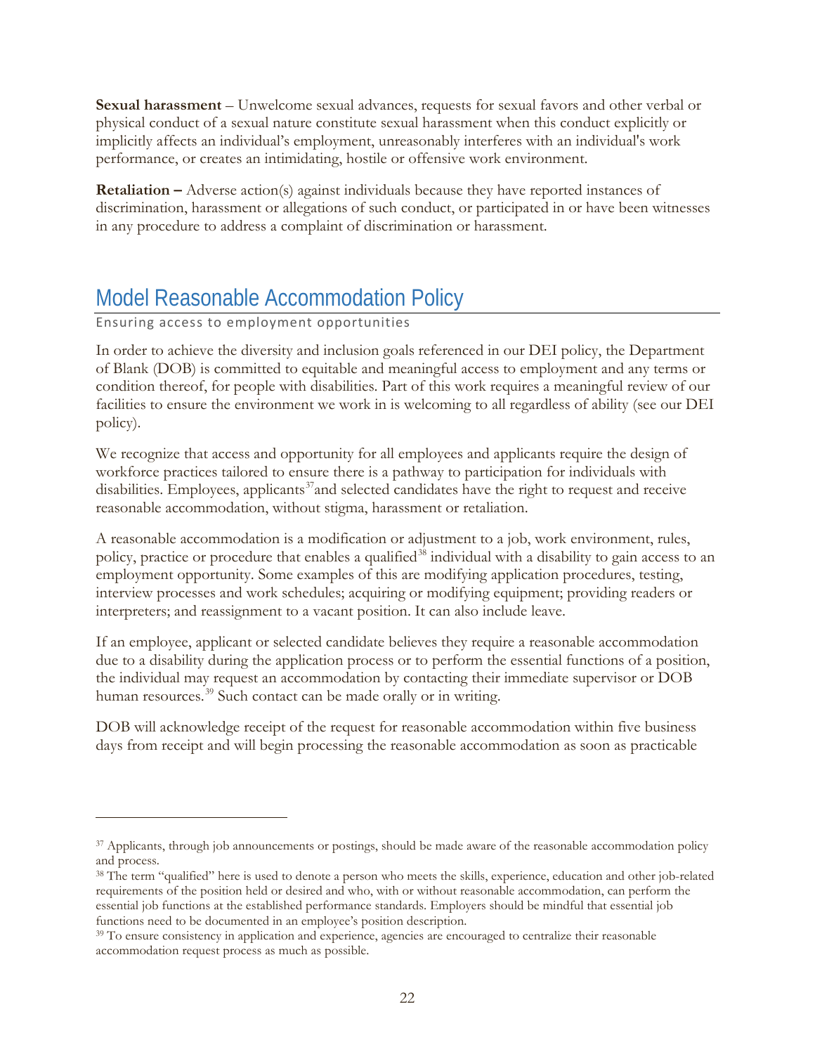**Sexual harassment** – Unwelcome sexual advances, requests for sexual favors and other verbal or physical conduct of a sexual nature constitute sexual harassment when this conduct explicitly or implicitly affects an individual's employment, unreasonably interferes with an individual's work performance, or creates an intimidating, hostile or offensive work environment.

**Retaliation –** Adverse action(s) against individuals because they have reported instances of discrimination, harassment or allegations of such conduct, or participated in or have been witnesses in any procedure to address a complaint of discrimination or harassment.

## Model Reasonable Accommodation Policy

Ensuring access to employment opportunities

In order to achieve the diversity and inclusion goals referenced in our DEI policy, the Department of Blank (DOB) is committed to equitable and meaningful access to employment and any terms or condition thereof, for people with disabilities. Part of this work requires a meaningful review of our facilities to ensure the environment we work in is welcoming to all regardless of ability (see our DEI policy).

We recognize that access and opportunity for all employees and applicants require the design of workforce practices tailored to ensure there is a pathway to participation for individuals with disabilities. Employees, applicants[37] and selected candidates have the right to request and receive reasonable accommodation, without stigma, harassment or retaliation.

A reasonable accommodation is a modification or adjustment to a job, work environment, rules, policy, practice or procedure that enables a qualified[38] individual with a disability to gain access to an employment opportunity. Some examples of this are modifying application procedures, testing, interview processes and work schedules; acquiring or modifying equipment; providing readers or interpreters; and reassignment to a vacant position. It can also include leave.

If an employee, applicant or selected candidate believes they require a reasonable accommodation due to a disability during the application process or to perform the essential functions of a position, the individual may request an accommodation by contacting their immediate supervisor or DOB human resources.[39] Such contact can be made orally or in writing.

DOB will acknowledge receipt of the request for reasonable accommodation within five business days from receipt and will begin processing the reasonable accommodation as soon as practicable

---

[37] Applicants, through job announcements or postings, should be made aware of the reasonable accommodation policy and process.

[38] The term "qualified" here is used to denote a person who meets the skills, experience, education and other job-related requirements of the position held or desired and who, with or without reasonable accommodation, can perform the essential job functions at the established performance standards. Employers should be mindful that essential job functions need to be documented in an employee's position description.

[39] To ensure consistency in application and experience, agencies are encouraged to centralize their reasonable accommodation request process as much as possible.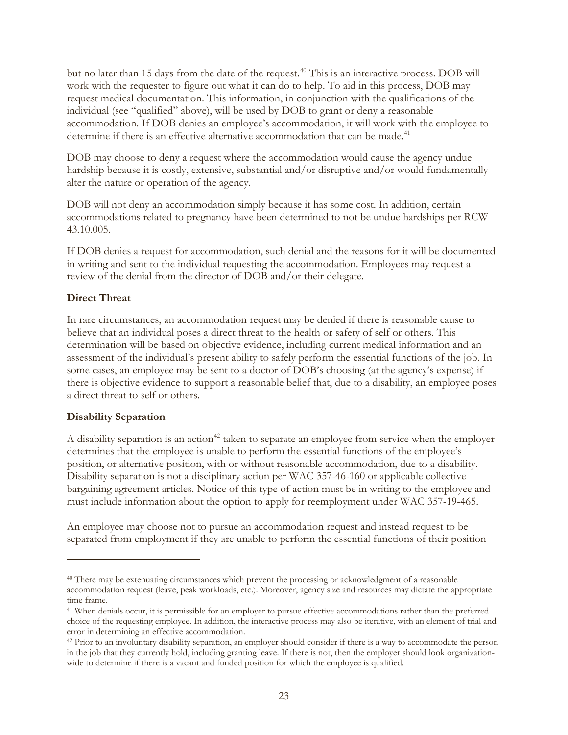but no later than 15 days from the date of the request.[40] This is an interactive process. DOB will work with the requester to figure out what it can do to help. To aid in this process, DOB may request medical documentation. This information, in conjunction with the qualifications of the individual (see "qualified" above), will be used by DOB to grant or deny a reasonable accommodation. If DOB denies an employee's accommodation, it will work with the employee to determine if there is an effective alternative accommodation that can be made.[41]

DOB may choose to deny a request where the accommodation would cause the agency undue hardship because it is costly, extensive, substantial and/or disruptive and/or would fundamentally alter the nature or operation of the agency.

DOB will not deny an accommodation simply because it has some cost. In addition, certain accommodations related to pregnancy have been determined to not be undue hardships per RCW 43.10.005.

If DOB denies a request for accommodation, such denial and the reasons for it will be documented in writing and sent to the individual requesting the accommodation. Employees may request a review of the denial from the director of DOB and/or their delegate.

**Direct Threat**

In rare circumstances, an accommodation request may be denied if there is reasonable cause to believe that an individual poses a direct threat to the health or safety of self or others. This determination will be based on objective evidence, including current medical information and an assessment of the individual's present ability to safely perform the essential functions of the job. In some cases, an employee may be sent to a doctor of DOB's choosing (at the agency's expense) if there is objective evidence to support a reasonable belief that, due to a disability, an employee poses a direct threat to self or others.

**Disability Separation**

A disability separation is an action[42] taken to separate an employee from service when the employer determines that the employee is unable to perform the essential functions of the employee's position, or alternative position, with or without reasonable accommodation, due to a disability. Disability separation is not a disciplinary action per WAC 357-46-160 or applicable collective bargaining agreement articles. Notice of this type of action must be in writing to the employee and must include information about the option to apply for reemployment under WAC 357-19-465.

An employee may choose not to pursue an accommodation request and instead request to be separated from employment if they are unable to perform the essential functions of their position

---

[40] There may be extenuating circumstances which prevent the processing or acknowledgment of a reasonable accommodation request (leave, peak workloads, etc.). Moreover, agency size and resources may dictate the appropriate time frame.

[41] When denials occur, it is permissible for an employer to pursue effective accommodations rather than the preferred choice of the requesting employee. In addition, the interactive process may also be iterative, with an element of trial and error in determining an effective accommodation.

[42] Prior to an involuntary disability separation, an employer should consider if there is a way to accommodate the person in the job that they currently hold, including granting leave. If there is not, then the employer should look organization-wide to determine if there is a vacant and funded position for which the employee is qualified.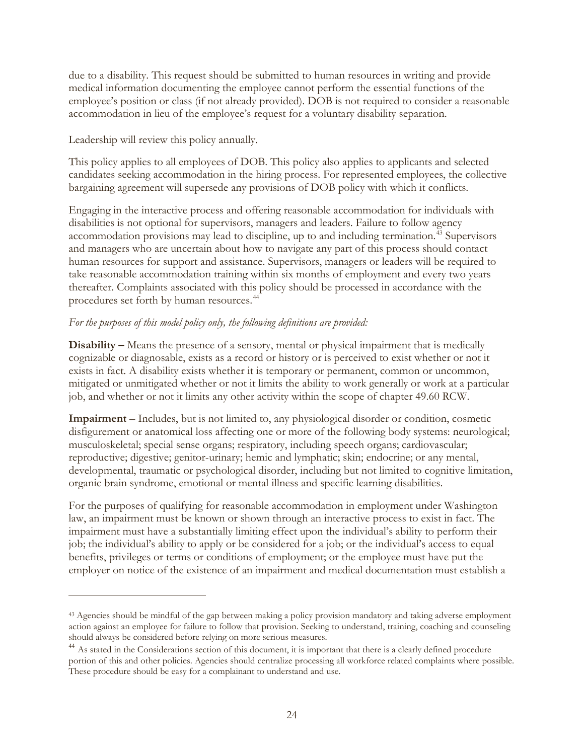due to a disability. This request should be submitted to human resources in writing and provide medical information documenting the employee cannot perform the essential functions of the employee's position or class (if not already provided). DOB is not required to consider a reasonable accommodation in lieu of the employee's request for a voluntary disability separation.

Leadership will review this policy annually.

This policy applies to all employees of DOB. This policy also applies to applicants and selected candidates seeking accommodation in the hiring process. For represented employees, the collective bargaining agreement will supersede any provisions of DOB policy with which it conflicts.

Engaging in the interactive process and offering reasonable accommodation for individuals with disabilities is not optional for supervisors, managers and leaders. Failure to follow agency accommodation provisions may lead to discipline, up to and including termination.[43] Supervisors and managers who are uncertain about how to navigate any part of this process should contact human resources for support and assistance. Supervisors, managers or leaders will be required to take reasonable accommodation training within six months of employment and every two years thereafter. Complaints associated with this policy should be processed in accordance with the procedures set forth by human resources.[44]

*For the purposes of this model policy only, the following definitions are provided:*

**Disability –** Means the presence of a sensory, mental or physical impairment that is medically cognizable or diagnosable, exists as a record or history or is perceived to exist whether or not it exists in fact. A disability exists whether it is temporary or permanent, common or uncommon, mitigated or unmitigated whether or not it limits the ability to work generally or work at a particular job, and whether or not it limits any other activity within the scope of chapter 49.60 RCW.

**Impairment** – Includes, but is not limited to, any physiological disorder or condition, cosmetic disfigurement or anatomical loss affecting one or more of the following body systems: neurological; musculoskeletal; special sense organs; respiratory, including speech organs; cardiovascular; reproductive; digestive; genitor-urinary; hemic and lymphatic; skin; endocrine; or any mental, developmental, traumatic or psychological disorder, including but not limited to cognitive limitation, organic brain syndrome, emotional or mental illness and specific learning disabilities.

For the purposes of qualifying for reasonable accommodation in employment under Washington law, an impairment must be known or shown through an interactive process to exist in fact. The impairment must have a substantially limiting effect upon the individual's ability to perform their job; the individual's ability to apply or be considered for a job; or the individual's access to equal benefits, privileges or terms or conditions of employment; or the employee must have put the employer on notice of the existence of an impairment and medical documentation must establish a

---

[43] Agencies should be mindful of the gap between making a policy provision mandatory and taking adverse employment action against an employee for failure to follow that provision. Seeking to understand, training, coaching and counseling should always be considered before relying on more serious measures.

[44] As stated in the Considerations section of this document, it is important that there is a clearly defined procedure portion of this and other policies. Agencies should centralize processing all workforce related complaints where possible. These procedure should be easy for a complainant to understand and use.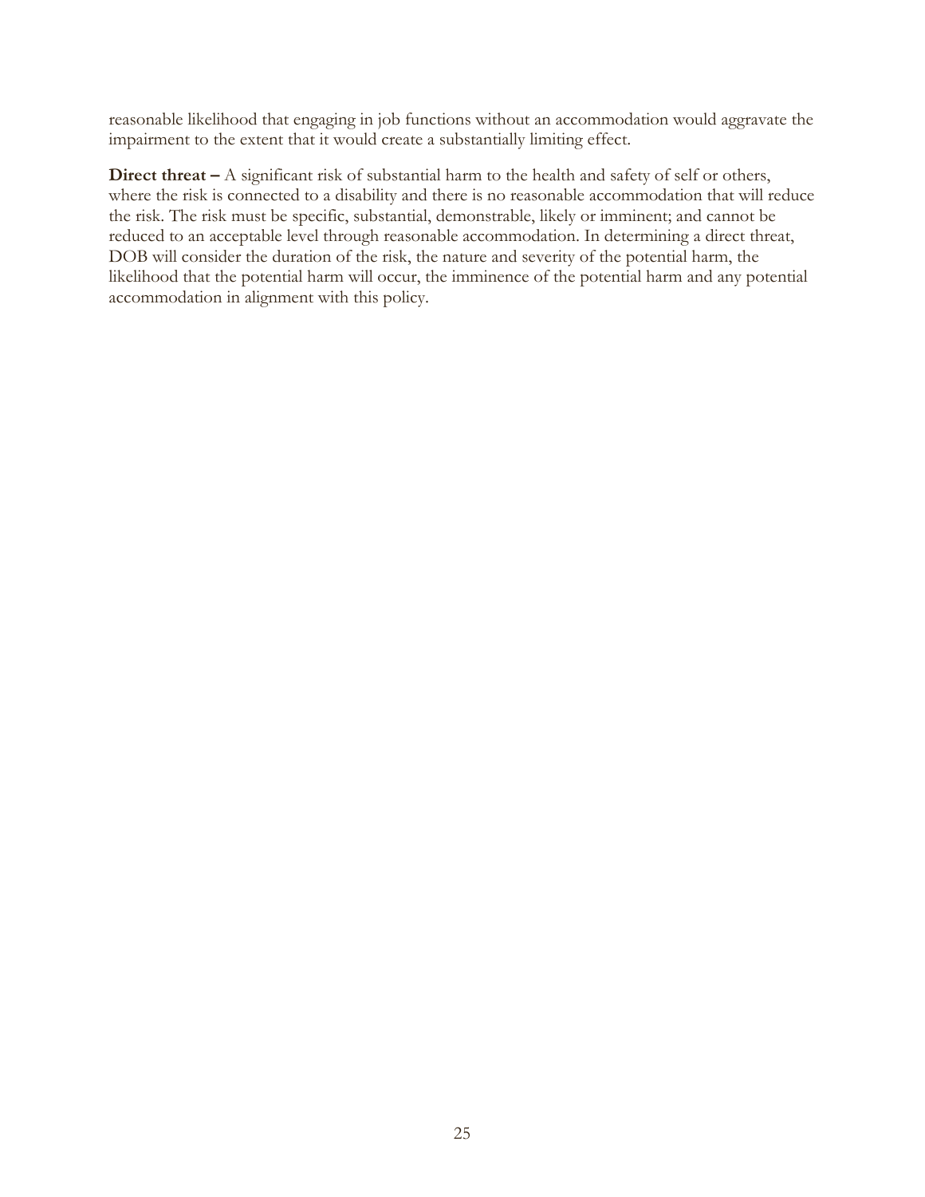reasonable likelihood that engaging in job functions without an accommodation would aggravate the impairment to the extent that it would create a substantially limiting effect.

**Direct threat –** A significant risk of substantial harm to the health and safety of self or others, where the risk is connected to a disability and there is no reasonable accommodation that will reduce the risk. The risk must be specific, substantial, demonstrable, likely or imminent; and cannot be reduced to an acceptable level through reasonable accommodation. In determining a direct threat, DOB will consider the duration of the risk, the nature and severity of the potential harm, the likelihood that the potential harm will occur, the imminence of the potential harm and any potential accommodation in alignment with this policy.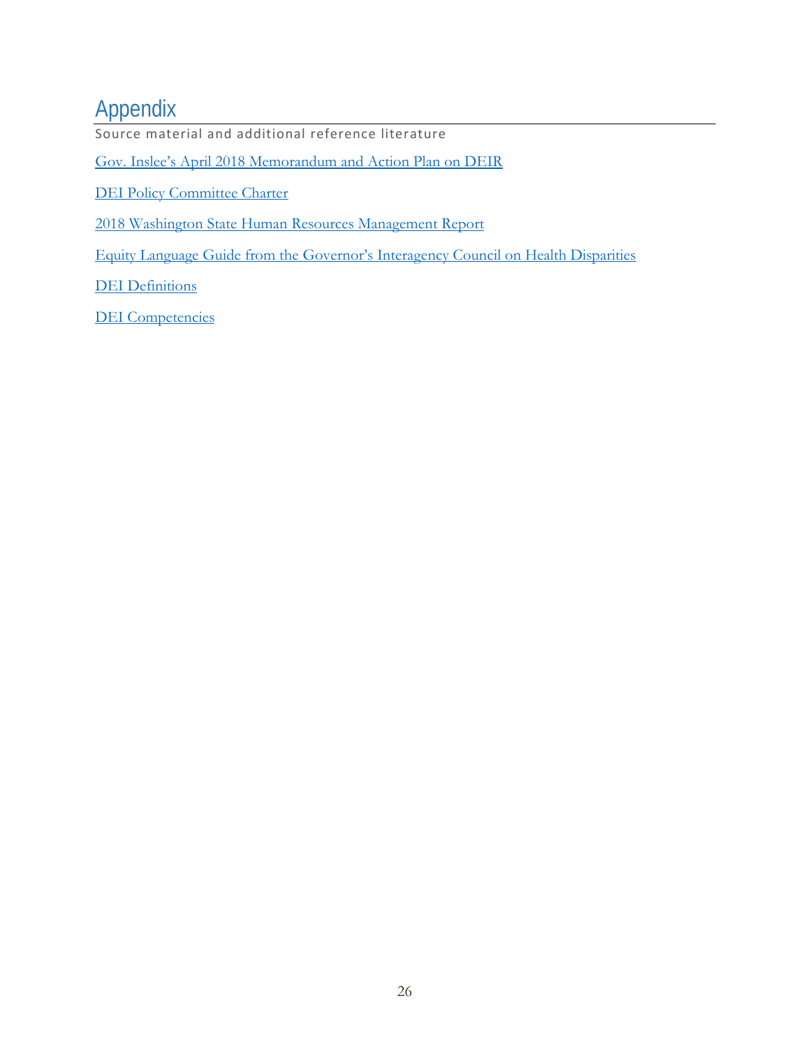# Appendix

Source material and additional reference literature

Gov. Inslee's April 2018 Memorandum and Action Plan on DEIR

DEI Policy Committee Charter

2018 Washington State Human Resources Management Report

Equity Language Guide from the Governor's Interagency Council on Health Disparities

DEI Definitions

DEI Competencies